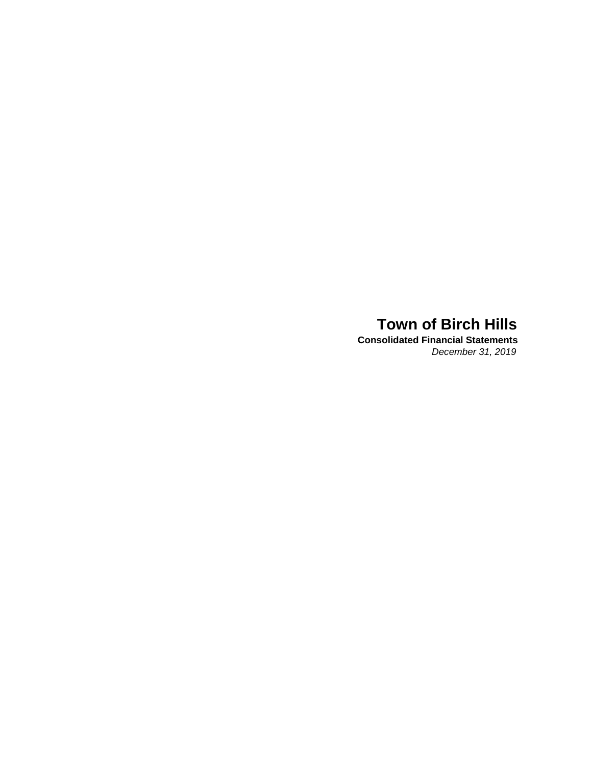# Town of Birch Hills

**Consolidated Financial Statements**

*December 31, 2019*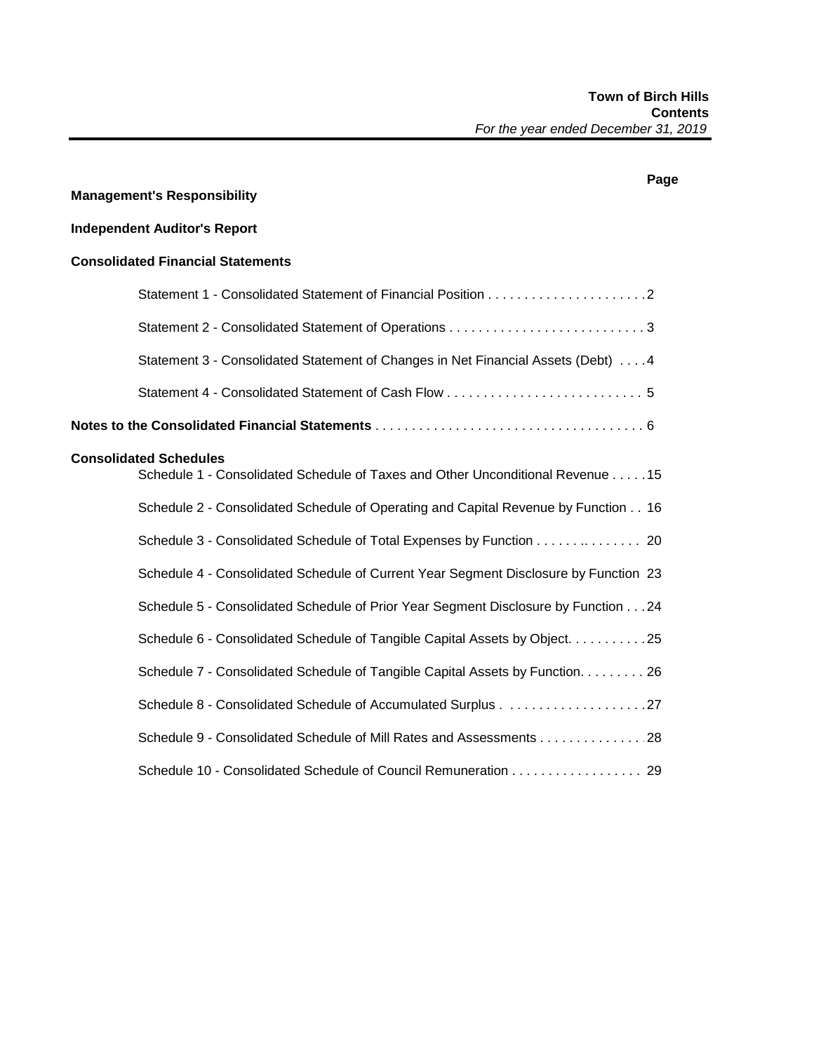**Town of Birch Hills**
**Contents**
*For the year ended December 31, 2019*

| | Page |
|---|---|
| **Management's Responsibility** | |
| **Independent Auditor's Report** | |
| **Consolidated Financial Statements** | |
| Statement 1 - Consolidated Statement of Financial Position | 2 |
| Statement 2 - Consolidated Statement of Operations | 3 |
| Statement 3 - Consolidated Statement of Changes in Net Financial Assets (Debt) | 4 |
| Statement 4 - Consolidated Statement of Cash Flow | 5 |
| **Notes to the Consolidated Financial Statements** | 6 |
| **Consolidated Schedules** | |
| Schedule 1 - Consolidated Schedule of Taxes and Other Unconditional Revenue | 15 |
| Schedule 2 - Consolidated Schedule of Operating and Capital Revenue by Function | 16 |
| Schedule 3 - Consolidated Schedule of Total Expenses by Function | 20 |
| Schedule 4 - Consolidated Schedule of Current Year Segment Disclosure by Function | 23 |
| Schedule 5 - Consolidated Schedule of Prior Year Segment Disclosure by Function | 24 |
| Schedule 6 - Consolidated Schedule of Tangible Capital Assets by Object | 25 |
| Schedule 7 - Consolidated Schedule of Tangible Capital Assets by Function | 26 |
| Schedule 8 - Consolidated Schedule of Accumulated Surplus | 27 |
| Schedule 9 - Consolidated Schedule of Mill Rates and Assessments | 28 |
| Schedule 10 - Consolidated Schedule of Council Remuneration | 29 |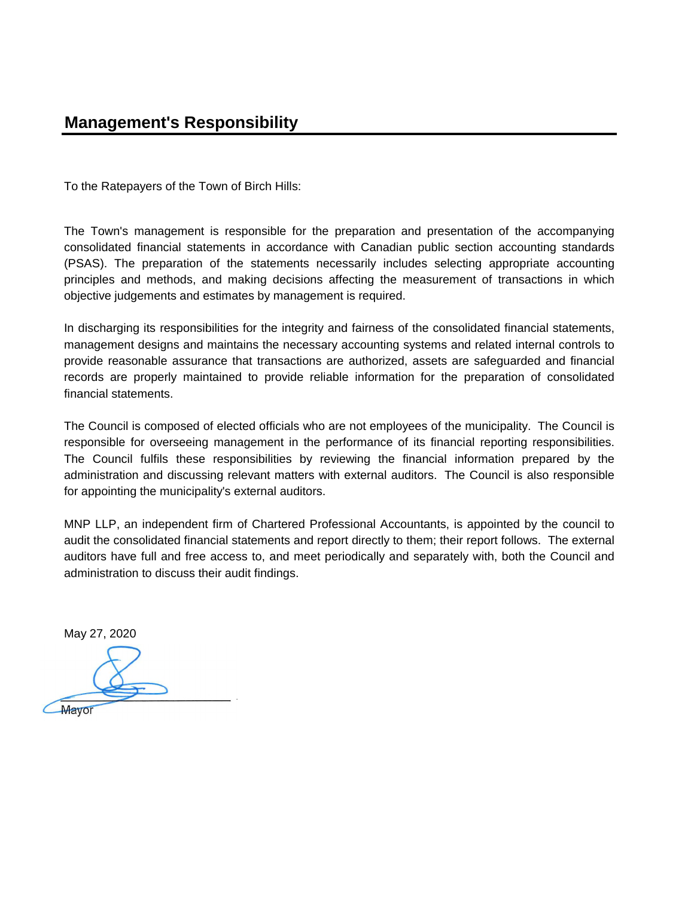## Management's Responsibility

To the Ratepayers of the Town of Birch Hills:

The Town's management is responsible for the preparation and presentation of the accompanying consolidated financial statements in accordance with Canadian public section accounting standards (PSAS). The preparation of the statements necessarily includes selecting appropriate accounting principles and methods, and making decisions affecting the measurement of transactions in which objective judgements and estimates by management is required.

In discharging its responsibilities for the integrity and fairness of the consolidated financial statements, management designs and maintains the necessary accounting systems and related internal controls to provide reasonable assurance that transactions are authorized, assets are safeguarded and financial records are properly maintained to provide reliable information for the preparation of consolidated financial statements.

The Council is composed of elected officials who are not employees of the municipality. The Council is responsible for overseeing management in the performance of its financial reporting responsibilities. The Council fulfils these responsibilities by reviewing the financial information prepared by the administration and discussing relevant matters with external auditors. The Council is also responsible for appointing the municipality's external auditors.

MNP LLP, an independent firm of Chartered Professional Accountants, is appointed by the council to audit the consolidated financial statements and report directly to them; their report follows. The external auditors have full and free access to, and meet periodically and separately with, both the Council and administration to discuss their audit findings.

May 27, 2020

Mayor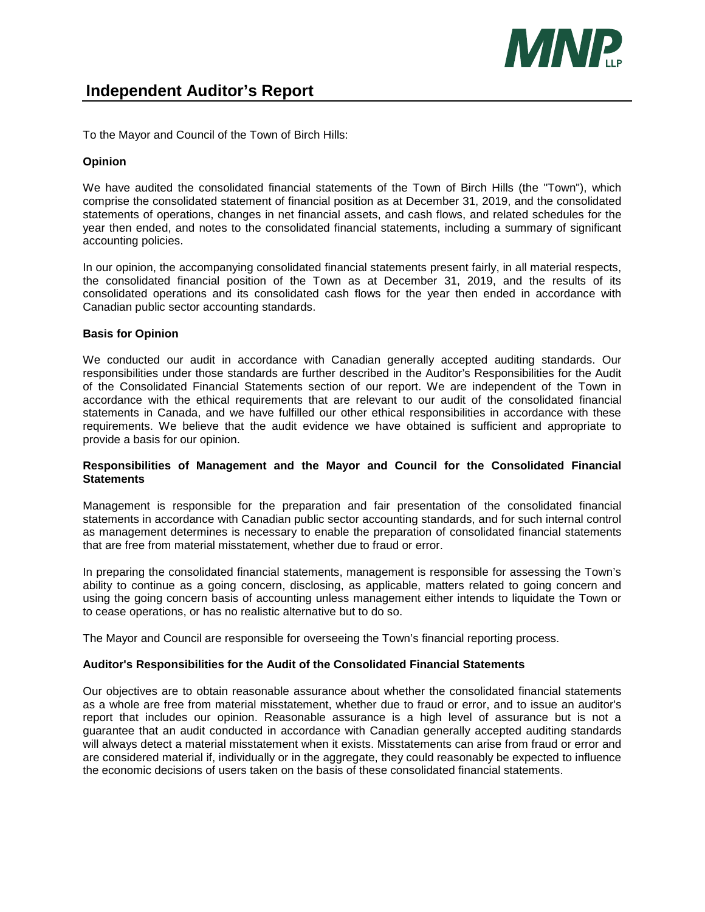# Independent Auditor's Report

To the Mayor and Council of the Town of Birch Hills:

**Opinion**

We have audited the consolidated financial statements of the Town of Birch Hills (the "Town"), which comprise the consolidated statement of financial position as at December 31, 2019, and the consolidated statements of operations, changes in net financial assets, and cash flows, and related schedules for the year then ended, and notes to the consolidated financial statements, including a summary of significant accounting policies.

In our opinion, the accompanying consolidated financial statements present fairly, in all material respects, the consolidated financial position of the Town as at December 31, 2019, and the results of its consolidated operations and its consolidated cash flows for the year then ended in accordance with Canadian public sector accounting standards.

**Basis for Opinion**

We conducted our audit in accordance with Canadian generally accepted auditing standards. Our responsibilities under those standards are further described in the Auditor's Responsibilities for the Audit of the Consolidated Financial Statements section of our report. We are independent of the Town in accordance with the ethical requirements that are relevant to our audit of the consolidated financial statements in Canada, and we have fulfilled our other ethical responsibilities in accordance with these requirements. We believe that the audit evidence we have obtained is sufficient and appropriate to provide a basis for our opinion.

**Responsibilities of Management and the Mayor and Council for the Consolidated Financial Statements**

Management is responsible for the preparation and fair presentation of the consolidated financial statements in accordance with Canadian public sector accounting standards, and for such internal control as management determines is necessary to enable the preparation of consolidated financial statements that are free from material misstatement, whether due to fraud or error.

In preparing the consolidated financial statements, management is responsible for assessing the Town's ability to continue as a going concern, disclosing, as applicable, matters related to going concern and using the going concern basis of accounting unless management either intends to liquidate the Town or to cease operations, or has no realistic alternative but to do so.

The Mayor and Council are responsible for overseeing the Town's financial reporting process.

**Auditor's Responsibilities for the Audit of the Consolidated Financial Statements**

Our objectives are to obtain reasonable assurance about whether the consolidated financial statements as a whole are free from material misstatement, whether due to fraud or error, and to issue an auditor's report that includes our opinion. Reasonable assurance is a high level of assurance but is not a guarantee that an audit conducted in accordance with Canadian generally accepted auditing standards will always detect a material misstatement when it exists. Misstatements can arise from fraud or error and are considered material if, individually or in the aggregate, they could reasonably be expected to influence the economic decisions of users taken on the basis of these consolidated financial statements.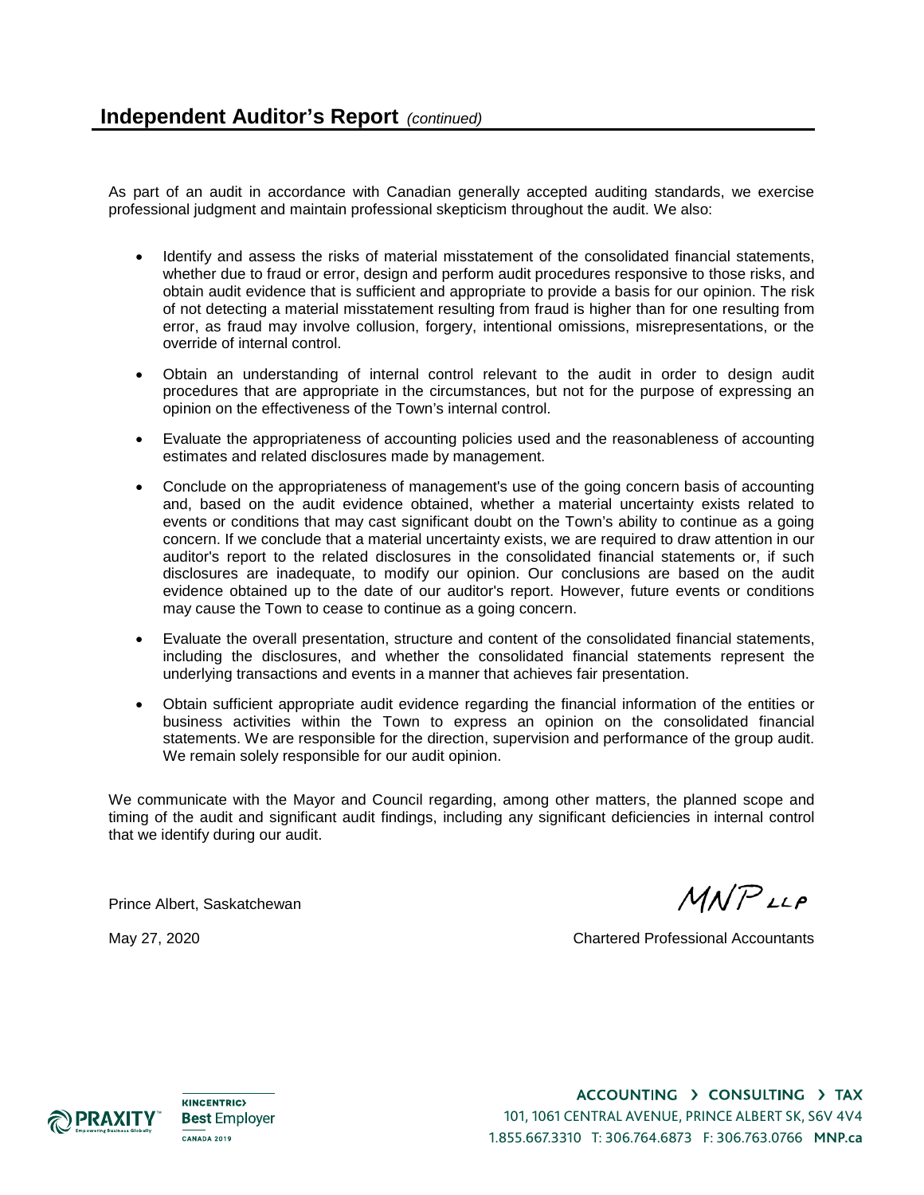## Independent Auditor's Report *(continued)*

As part of an audit in accordance with Canadian generally accepted auditing standards, we exercise professional judgment and maintain professional skepticism throughout the audit. We also:

- Identify and assess the risks of material misstatement of the consolidated financial statements, whether due to fraud or error, design and perform audit procedures responsive to those risks, and obtain audit evidence that is sufficient and appropriate to provide a basis for our opinion. The risk of not detecting a material misstatement resulting from fraud is higher than for one resulting from error, as fraud may involve collusion, forgery, intentional omissions, misrepresentations, or the override of internal control.
- Obtain an understanding of internal control relevant to the audit in order to design audit procedures that are appropriate in the circumstances, but not for the purpose of expressing an opinion on the effectiveness of the Town's internal control.
- Evaluate the appropriateness of accounting policies used and the reasonableness of accounting estimates and related disclosures made by management.
- Conclude on the appropriateness of management's use of the going concern basis of accounting and, based on the audit evidence obtained, whether a material uncertainty exists related to events or conditions that may cast significant doubt on the Town's ability to continue as a going concern. If we conclude that a material uncertainty exists, we are required to draw attention in our auditor's report to the related disclosures in the consolidated financial statements or, if such disclosures are inadequate, to modify our opinion. Our conclusions are based on the audit evidence obtained up to the date of our auditor's report. However, future events or conditions may cause the Town to cease to continue as a going concern.
- Evaluate the overall presentation, structure and content of the consolidated financial statements, including the disclosures, and whether the consolidated financial statements represent the underlying transactions and events in a manner that achieves fair presentation.
- Obtain sufficient appropriate audit evidence regarding the financial information of the entities or business activities within the Town to express an opinion on the consolidated financial statements. We are responsible for the direction, supervision and performance of the group audit. We remain solely responsible for our audit opinion.

We communicate with the Mayor and Council regarding, among other matters, the planned scope and timing of the audit and significant audit findings, including any significant deficiencies in internal control that we identify during our audit.

Prince Albert, Saskatchewan

May 27, 2020

MNP LLP

Chartered Professional Accountants

ACCOUNTING › CONSULTING › TAX
101, 1061 CENTRAL AVENUE, PRINCE ALBERT SK, S6V 4V4
1.855.667.3310 T: 306.764.6873 F: 306.763.0766 MNP.ca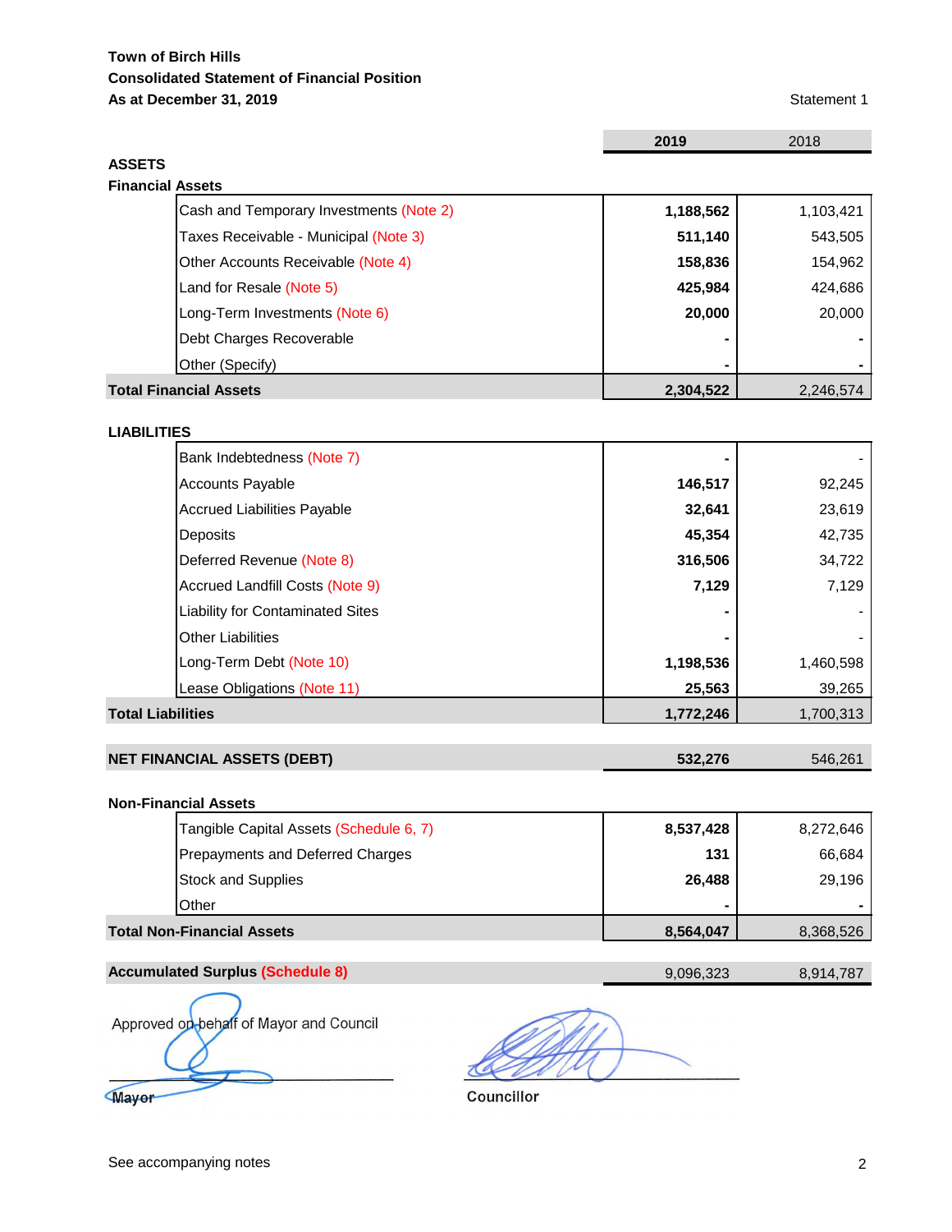**Town of Birch Hills**
**Consolidated Statement of Financial Position**
**As at December 31, 2019**

Statement 1

| | **2019** | 2018 |
|---|---|---|
| **ASSETS** | | |
| **Financial Assets** | | |
| Cash and Temporary Investments (Note 2) | **1,188,562** | 1,103,421 |
| Taxes Receivable - Municipal (Note 3) | **511,140** | 543,505 |
| Other Accounts Receivable (Note 4) | **158,836** | 154,962 |
| Land for Resale (Note 5) | **425,984** | 424,686 |
| Long-Term Investments (Note 6) | **20,000** | 20,000 |
| Debt Charges Recoverable | **-** | - |
| Other (Specify) | **-** | - |
| **Total Financial Assets** | **2,304,522** | 2,246,574 |
| | | |
| **LIABILITIES** | | |
| Bank Indebtedness (Note 7) | **-** | - |
| Accounts Payable | **146,517** | 92,245 |
| Accrued Liabilities Payable | **32,641** | 23,619 |
| Deposits | **45,354** | 42,735 |
| Deferred Revenue (Note 8) | **316,506** | 34,722 |
| Accrued Landfill Costs (Note 9) | **7,129** | 7,129 |
| Liability for Contaminated Sites | **-** | - |
| Other Liabilities | **-** | - |
| Long-Term Debt (Note 10) | **1,198,536** | 1,460,598 |
| Lease Obligations (Note 11) | **25,563** | 39,265 |
| **Total Liabilities** | **1,772,246** | 1,700,313 |
| | | |
| **NET FINANCIAL ASSETS (DEBT)** | **532,276** | 546,261 |
| | | |
| **Non-Financial Assets** | | |
| Tangible Capital Assets (Schedule 6, 7) | **8,537,428** | 8,272,646 |
| Prepayments and Deferred Charges | **131** | 66,684 |
| Stock and Supplies | **26,488** | 29,196 |
| Other | **-** | - |
| **Total Non-Financial Assets** | **8,564,047** | 8,368,526 |
| | | |
| **Accumulated Surplus (Schedule 8)** | 9,096,323 | 8,914,787 |

Approved on behalf of Mayor and Council

Mayor

Councillor

See accompanying notes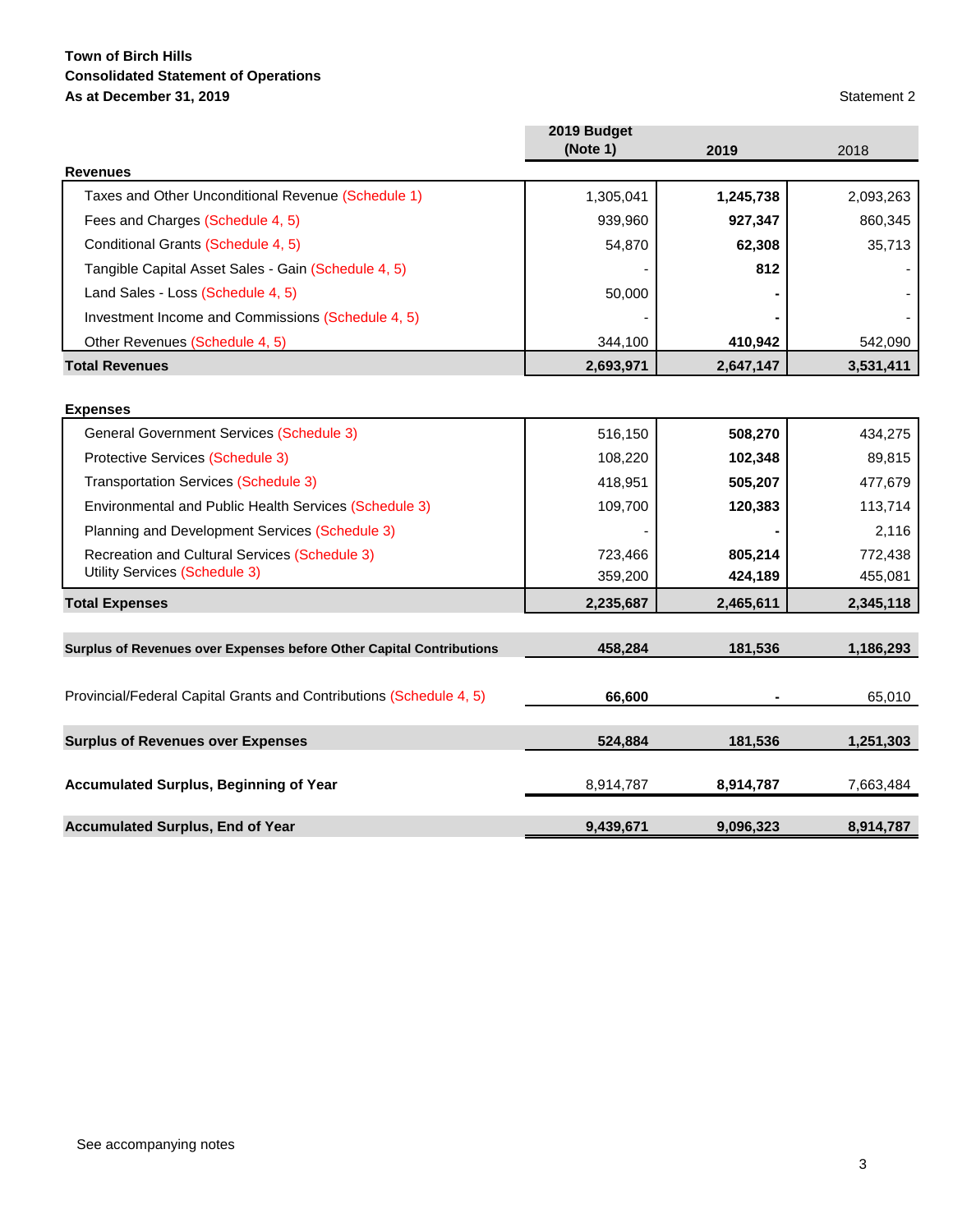**Town of Birch Hills**
**Consolidated Statement of Operations**
**As at December 31, 2019**

Statement 2

| | 2019 Budget (Note 1) | 2019 | 2018 |
|---|---|---|---|
| **Revenues** | | | |
| Taxes and Other Unconditional Revenue (Schedule 1) | 1,305,041 | **1,245,738** | 2,093,263 |
| Fees and Charges (Schedule 4, 5) | 939,960 | **927,347** | 860,345 |
| Conditional Grants (Schedule 4, 5) | 54,870 | **62,308** | 35,713 |
| Tangible Capital Asset Sales - Gain (Schedule 4, 5) | - | **812** | - |
| Land Sales - Loss (Schedule 4, 5) | 50,000 | **-** | - |
| Investment Income and Commissions (Schedule 4, 5) | - | **-** | - |
| Other Revenues (Schedule 4, 5) | 344,100 | **410,942** | 542,090 |
| **Total Revenues** | **2,693,971** | **2,647,147** | **3,531,411** |
| **Expenses** | | | |
| General Government Services (Schedule 3) | 516,150 | **508,270** | 434,275 |
| Protective Services (Schedule 3) | 108,220 | **102,348** | 89,815 |
| Transportation Services (Schedule 3) | 418,951 | **505,207** | 477,679 |
| Environmental and Public Health Services (Schedule 3) | 109,700 | **120,383** | 113,714 |
| Planning and Development Services (Schedule 3) | - | **-** | 2,116 |
| Recreation and Cultural Services (Schedule 3) | 723,466 | **805,214** | 772,438 |
| Utility Services (Schedule 3) | 359,200 | **424,189** | 455,081 |
| **Total Expenses** | **2,235,687** | **2,465,611** | **2,345,118** |
| **Surplus of Revenues over Expenses before Other Capital Contributions** | **458,284** | **181,536** | **1,186,293** |
| Provincial/Federal Capital Grants and Contributions (Schedule 4, 5) | **66,600** | **-** | 65,010 |
| **Surplus of Revenues over Expenses** | **524,884** | **181,536** | **1,251,303** |
| **Accumulated Surplus, Beginning of Year** | 8,914,787 | **8,914,787** | 7,663,484 |
| **Accumulated Surplus, End of Year** | **9,439,671** | **9,096,323** | **8,914,787** |

See accompanying notes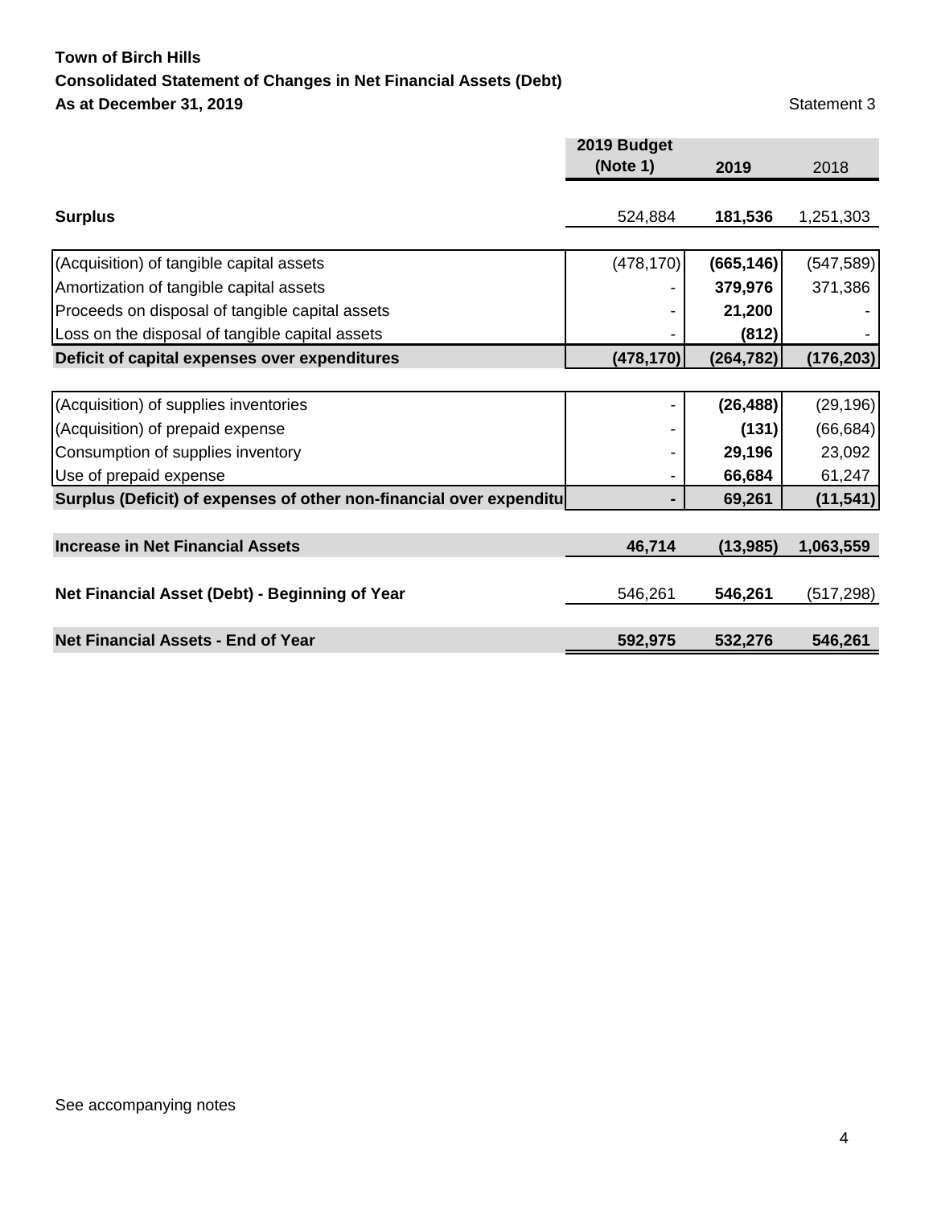**Town of Birch Hills**

**Consolidated Statement of Changes in Net Financial Assets (Debt)**

**As at December 31, 2019**

Statement 3

| | 2019 Budget (Note 1) | 2019 | 2018 |
|---|---|---|---|
| **Surplus** | 524,884 | **181,536** | 1,251,303 |
| | | | |
| (Acquisition) of tangible capital assets | (478,170) | **(665,146)** | (547,589) |
| Amortization of tangible capital assets | - | **379,976** | 371,386 |
| Proceeds on disposal of tangible capital assets | - | **21,200** | - |
| Loss on the disposal of tangible capital assets | - | **(812)** | - |
| **Deficit of capital expenses over expenditures** | **(478,170)** | **(264,782)** | **(176,203)** |
| | | | |
| (Acquisition) of supplies inventories | - | **(26,488)** | (29,196) |
| (Acquisition) of prepaid expense | - | **(131)** | (66,684) |
| Consumption of supplies inventory | - | **29,196** | 23,092 |
| Use of prepaid expense | - | **66,684** | 61,247 |
| **Surplus (Deficit) of expenses of other non-financial over expenditu** | **-** | **69,261** | **(11,541)** |
| | | | |
| **Increase in Net Financial Assets** | **46,714** | **(13,985)** | **1,063,559** |
| | | | |
| **Net Financial Asset (Debt) - Beginning of Year** | 546,261 | **546,261** | (517,298) |
| | | | |
| **Net Financial Assets - End of Year** | **592,975** | **532,276** | **546,261** |

See accompanying notes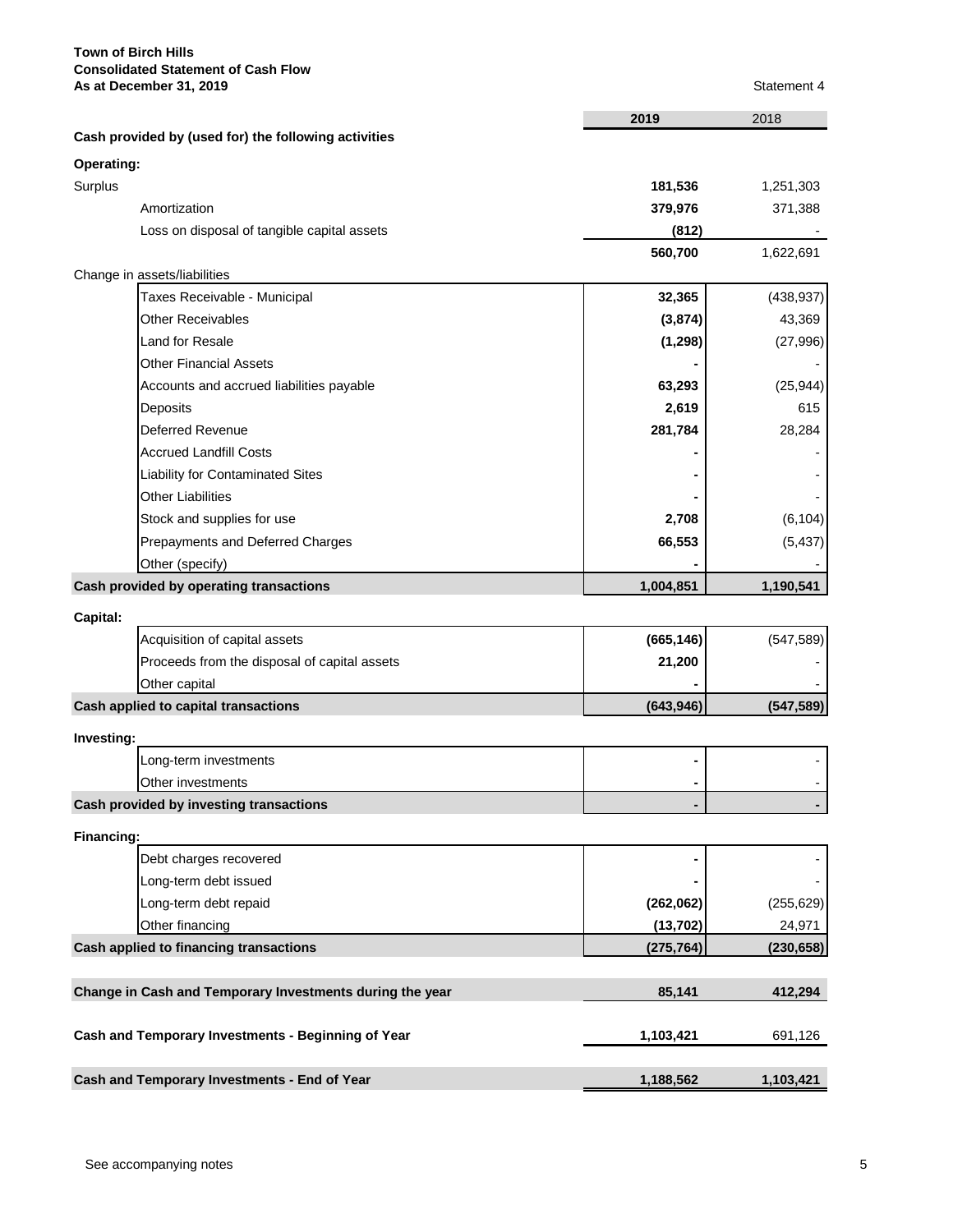**Town of Birch Hills**
**Consolidated Statement of Cash Flow**
**As at December 31, 2019**

Statement 4

| | **2019** | 2018 |
|---|---|---|
| **Cash provided by (used for) the following activities** | | |
| **Operating:** | | |
| Surplus | **181,536** | 1,251,303 |
| Amortization | **379,976** | 371,388 |
| Loss on disposal of tangible capital assets | **(812)** | - |
| | **560,700** | 1,622,691 |
| Change in assets/liabilities | | |
| Taxes Receivable - Municipal | **32,365** | (438,937) |
| Other Receivables | **(3,874)** | 43,369 |
| Land for Resale | **(1,298)** | (27,996) |
| Other Financial Assets | **-** | - |
| Accounts and accrued liabilities payable | **63,293** | (25,944) |
| Deposits | **2,619** | 615 |
| Deferred Revenue | **281,784** | 28,284 |
| Accrued Landfill Costs | **-** | - |
| Liability for Contaminated Sites | **-** | - |
| Other Liabilities | **-** | - |
| Stock and supplies for use | **2,708** | (6,104) |
| Prepayments and Deferred Charges | **66,553** | (5,437) |
| Other (specify) | **-** | - |
| **Cash provided by operating transactions** | **1,004,851** | **1,190,541** |
| **Capital:** | | |
| Acquisition of capital assets | **(665,146)** | (547,589) |
| Proceeds from the disposal of capital assets | **21,200** | - |
| Other capital | **-** | - |
| **Cash applied to capital transactions** | **(643,946)** | **(547,589)** |
| **Investing:** | | |
| Long-term investments | **-** | - |
| Other investments | **-** | - |
| **Cash provided by investing transactions** | **-** | **-** |
| **Financing:** | | |
| Debt charges recovered | **-** | - |
| Long-term debt issued | **-** | - |
| Long-term debt repaid | **(262,062)** | (255,629) |
| Other financing | **(13,702)** | 24,971 |
| **Cash applied to financing transactions** | **(275,764)** | **(230,658)** |
| **Change in Cash and Temporary Investments during the year** | **85,141** | **412,294** |
| **Cash and Temporary Investments - Beginning of Year** | **1,103,421** | 691,126 |
| **Cash and Temporary Investments - End of Year** | **1,188,562** | **1,103,421** |

See accompanying notes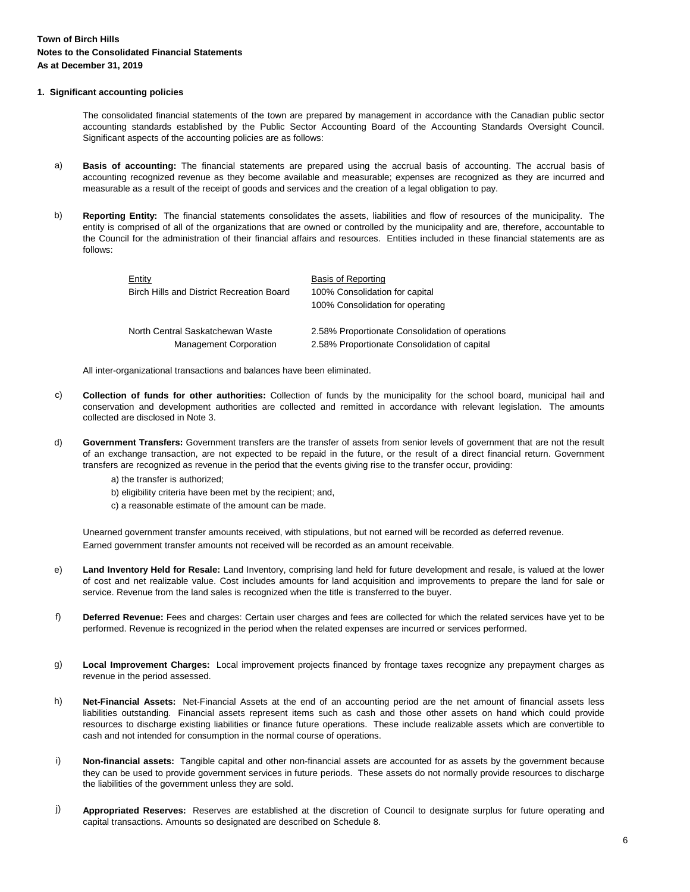**Town of Birch Hills**
**Notes to the Consolidated Financial Statements**
**As at December 31, 2019**

**1. Significant accounting policies**

The consolidated financial statements of the town are prepared by management in accordance with the Canadian public sector accounting standards established by the Public Sector Accounting Board of the Accounting Standards Oversight Council. Significant aspects of the accounting policies are as follows:

a) **Basis of accounting:** The financial statements are prepared using the accrual basis of accounting. The accrual basis of accounting recognized revenue as they become available and measurable; expenses are recognized as they are incurred and measurable as a result of the receipt of goods and services and the creation of a legal obligation to pay.

b) **Reporting Entity:** The financial statements consolidates the assets, liabilities and flow of resources of the municipality. The entity is comprised of all of the organizations that are owned or controlled by the municipality and are, therefore, accountable to the Council for the administration of their financial affairs and resources. Entities included in these financial statements are as follows:

| Entity | Basis of Reporting |
|---|---|
| Birch Hills and District Recreation Board | 100% Consolidation for capital |
| | 100% Consolidation for operating |
| North Central Saskatchewan Waste | 2.58% Proportionate Consolidation of operations |
| Management Corporation | 2.58% Proportionate Consolidation of capital |

All inter-organizational transactions and balances have been eliminated.

c) **Collection of funds for other authorities:** Collection of funds by the municipality for the school board, municipal hail and conservation and development authorities are collected and remitted in accordance with relevant legislation. The amounts collected are disclosed in Note 3.

d) **Government Transfers:** Government transfers are the transfer of assets from senior levels of government that are not the result of an exchange transaction, are not expected to be repaid in the future, or the result of a direct financial return. Government transfers are recognized as revenue in the period that the events giving rise to the transfer occur, providing:

a) the transfer is authorized;
b) eligibility criteria have been met by the recipient; and,
c) a reasonable estimate of the amount can be made.

Unearned government transfer amounts received, with stipulations, but not earned will be recorded as deferred revenue.
Earned government transfer amounts not received will be recorded as an amount receivable.

e) **Land Inventory Held for Resale:** Land Inventory, comprising land held for future development and resale, is valued at the lower of cost and net realizable value. Cost includes amounts for land acquisition and improvements to prepare the land for sale or service. Revenue from the land sales is recognized when the title is transferred to the buyer.

f) **Deferred Revenue:** Fees and charges: Certain user charges and fees are collected for which the related services have yet to be performed. Revenue is recognized in the period when the related expenses are incurred or services performed.

g) **Local Improvement Charges:** Local improvement projects financed by frontage taxes recognize any prepayment charges as revenue in the period assessed.

h) **Net-Financial Assets:** Net-Financial Assets at the end of an accounting period are the net amount of financial assets less liabilities outstanding. Financial assets represent items such as cash and those other assets on hand which could provide resources to discharge existing liabilities or finance future operations. These include realizable assets which are convertible to cash and not intended for consumption in the normal course of operations.

i) **Non-financial assets:** Tangible capital and other non-financial assets are accounted for as assets by the government because they can be used to provide government services in future periods. These assets do not normally provide resources to discharge the liabilities of the government unless they are sold.

j) **Appropriated Reserves:** Reserves are established at the discretion of Council to designate surplus for future operating and capital transactions. Amounts so designated are described on Schedule 8.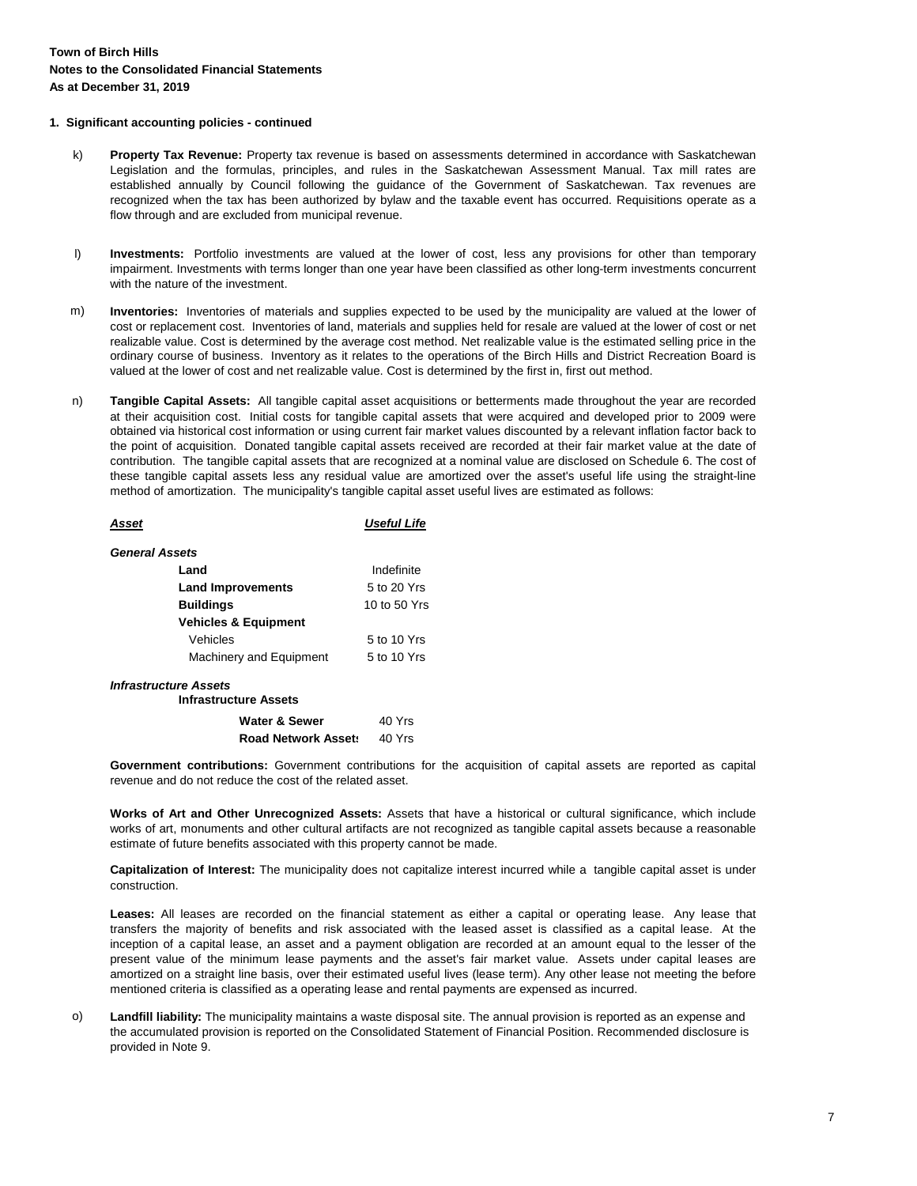**Town of Birch Hills**
**Notes to the Consolidated Financial Statements**
**As at December 31, 2019**

**1. Significant accounting policies - continued**

k) **Property Tax Revenue:** Property tax revenue is based on assessments determined in accordance with Saskatchewan Legislation and the formulas, principles, and rules in the Saskatchewan Assessment Manual. Tax mill rates are established annually by Council following the guidance of the Government of Saskatchewan. Tax revenues are recognized when the tax has been authorized by bylaw and the taxable event has occurred. Requisitions operate as a flow through and are excluded from municipal revenue.

l) **Investments:** Portfolio investments are valued at the lower of cost, less any provisions for other than temporary impairment. Investments with terms longer than one year have been classified as other long-term investments concurrent with the nature of the investment.

m) **Inventories:** Inventories of materials and supplies expected to be used by the municipality are valued at the lower of cost or replacement cost. Inventories of land, materials and supplies held for resale are valued at the lower of cost or net realizable value. Cost is determined by the average cost method. Net realizable value is the estimated selling price in the ordinary course of business. Inventory as it relates to the operations of the Birch Hills and District Recreation Board is valued at the lower of cost and net realizable value. Cost is determined by the first in, first out method.

n) **Tangible Capital Assets:** All tangible capital asset acquisitions or betterments made throughout the year are recorded at their acquisition cost. Initial costs for tangible capital assets that were acquired and developed prior to 2009 were obtained via historical cost information or using current fair market values discounted by a relevant inflation factor back to the point of acquisition. Donated tangible capital assets received are recorded at their fair market value at the date of contribution. The tangible capital assets that are recognized at a nominal value are disclosed on Schedule 6. The cost of these tangible capital assets less any residual value are amortized over the asset's useful life using the straight-line method of amortization. The municipality's tangible capital asset useful lives are estimated as follows:

| ***Asset*** | ***Useful Life*** |
|---|---|
| ***General Assets*** | |
| **Land** | Indefinite |
| **Land Improvements** | 5 to 20 Yrs |
| **Buildings** | 10 to 50 Yrs |
| **Vehicles & Equipment** | |
| Vehicles | 5 to 10 Yrs |
| Machinery and Equipment | 5 to 10 Yrs |
| ***Infrastructure Assets*** | |
| **Infrastructure Assets** | |
| **Water & Sewer** | 40 Yrs |
| **Road Network Assets** | 40 Yrs |

**Government contributions:** Government contributions for the acquisition of capital assets are reported as capital revenue and do not reduce the cost of the related asset.

**Works of Art and Other Unrecognized Assets:** Assets that have a historical or cultural significance, which include works of art, monuments and other cultural artifacts are not recognized as tangible capital assets because a reasonable estimate of future benefits associated with this property cannot be made.

**Capitalization of Interest:** The municipality does not capitalize interest incurred while a tangible capital asset is under construction.

**Leases:** All leases are recorded on the financial statement as either a capital or operating lease. Any lease that transfers the majority of benefits and risk associated with the leased asset is classified as a capital lease. At the inception of a capital lease, an asset and a payment obligation are recorded at an amount equal to the lesser of the present value of the minimum lease payments and the asset's fair market value. Assets under capital leases are amortized on a straight line basis, over their estimated useful lives (lease term). Any other lease not meeting the before mentioned criteria is classified as a operating lease and rental payments are expensed as incurred.

o) **Landfill liability:** The municipality maintains a waste disposal site. The annual provision is reported as an expense and the accumulated provision is reported on the Consolidated Statement of Financial Position. Recommended disclosure is provided in Note 9.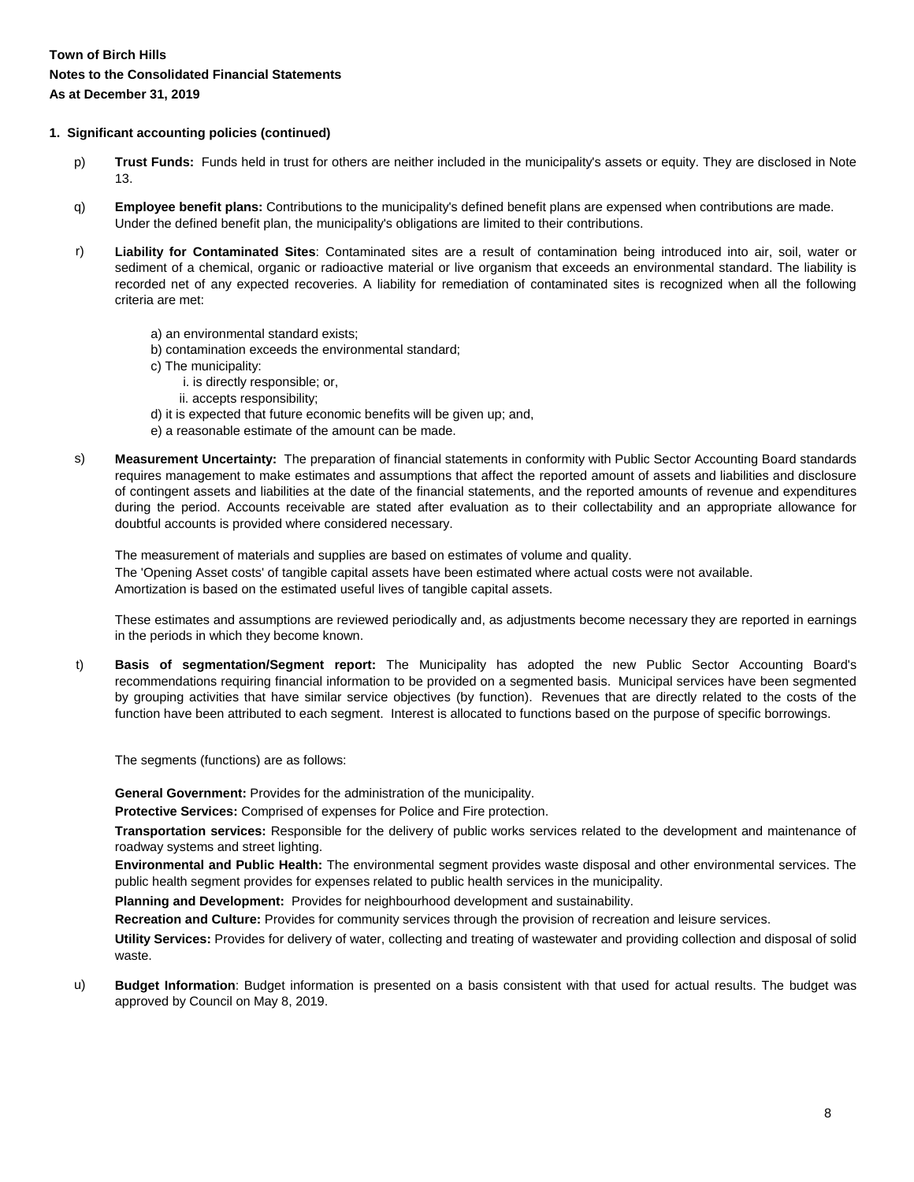**Town of Birch Hills**
**Notes to the Consolidated Financial Statements**
**As at December 31, 2019**

**1. Significant accounting policies (continued)**

p) **Trust Funds:** Funds held in trust for others are neither included in the municipality's assets or equity. They are disclosed in Note 13.

q) **Employee benefit plans:** Contributions to the municipality's defined benefit plans are expensed when contributions are made. Under the defined benefit plan, the municipality's obligations are limited to their contributions.

r) **Liability for Contaminated Sites**: Contaminated sites are a result of contamination being introduced into air, soil, water or sediment of a chemical, organic or radioactive material or live organism that exceeds an environmental standard. The liability is recorded net of any expected recoveries. A liability for remediation of contaminated sites is recognized when all the following criteria are met:

a) an environmental standard exists;
b) contamination exceeds the environmental standard;
c) The municipality:
  i. is directly responsible; or,
  ii. accepts responsibility;
d) it is expected that future economic benefits will be given up; and,
e) a reasonable estimate of the amount can be made.

s) **Measurement Uncertainty:** The preparation of financial statements in conformity with Public Sector Accounting Board standards requires management to make estimates and assumptions that affect the reported amount of assets and liabilities and disclosure of contingent assets and liabilities at the date of the financial statements, and the reported amounts of revenue and expenditures during the period. Accounts receivable are stated after evaluation as to their collectability and an appropriate allowance for doubtful accounts is provided where considered necessary.

The measurement of materials and supplies are based on estimates of volume and quality.
The 'Opening Asset costs' of tangible capital assets have been estimated where actual costs were not available.
Amortization is based on the estimated useful lives of tangible capital assets.

These estimates and assumptions are reviewed periodically and, as adjustments become necessary they are reported in earnings in the periods in which they become known.

t) **Basis of segmentation/Segment report:** The Municipality has adopted the new Public Sector Accounting Board's recommendations requiring financial information to be provided on a segmented basis. Municipal services have been segmented by grouping activities that have similar service objectives (by function). Revenues that are directly related to the costs of the function have been attributed to each segment. Interest is allocated to functions based on the purpose of specific borrowings.

The segments (functions) are as follows:

**General Government:** Provides for the administration of the municipality.

**Protective Services:** Comprised of expenses for Police and Fire protection.

**Transportation services:** Responsible for the delivery of public works services related to the development and maintenance of roadway systems and street lighting.

**Environmental and Public Health:** The environmental segment provides waste disposal and other environmental services. The public health segment provides for expenses related to public health services in the municipality.

**Planning and Development:** Provides for neighbourhood development and sustainability.

**Recreation and Culture:** Provides for community services through the provision of recreation and leisure services.

**Utility Services:** Provides for delivery of water, collecting and treating of wastewater and providing collection and disposal of solid waste.

u) **Budget Information**: Budget information is presented on a basis consistent with that used for actual results. The budget was approved by Council on May 8, 2019.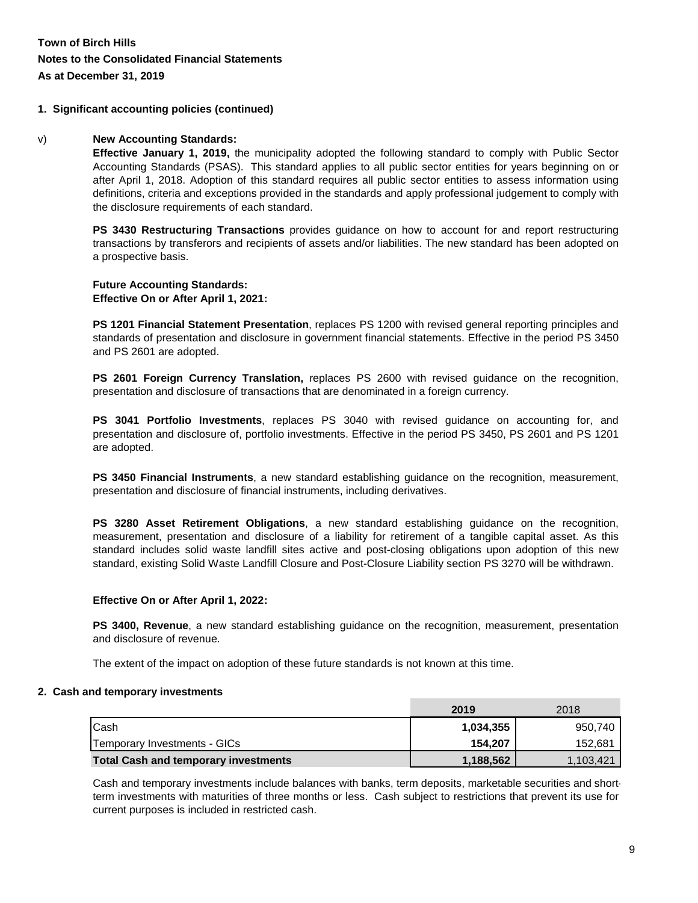**Town of Birch Hills**
**Notes to the Consolidated Financial Statements**
**As at December 31, 2019**

**1. Significant accounting policies (continued)**

v) **New Accounting Standards:**

**Effective January 1, 2019,** the municipality adopted the following standard to comply with Public Sector Accounting Standards (PSAS). This standard applies to all public sector entities for years beginning on or after April 1, 2018. Adoption of this standard requires all public sector entities to assess information using definitions, criteria and exceptions provided in the standards and apply professional judgement to comply with the disclosure requirements of each standard.

**PS 3430 Restructuring Transactions** provides guidance on how to account for and report restructuring transactions by transferors and recipients of assets and/or liabilities. The new standard has been adopted on a prospective basis.

**Future Accounting Standards:**
**Effective On or After April 1, 2021:**

**PS 1201 Financial Statement Presentation**, replaces PS 1200 with revised general reporting principles and standards of presentation and disclosure in government financial statements. Effective in the period PS 3450 and PS 2601 are adopted.

**PS 2601 Foreign Currency Translation,** replaces PS 2600 with revised guidance on the recognition, presentation and disclosure of transactions that are denominated in a foreign currency.

**PS 3041 Portfolio Investments**, replaces PS 3040 with revised guidance on accounting for, and presentation and disclosure of, portfolio investments. Effective in the period PS 3450, PS 2601 and PS 1201 are adopted.

**PS 3450 Financial Instruments**, a new standard establishing guidance on the recognition, measurement, presentation and disclosure of financial instruments, including derivatives.

**PS 3280 Asset Retirement Obligations**, a new standard establishing guidance on the recognition, measurement, presentation and disclosure of a liability for retirement of a tangible capital asset. As this standard includes solid waste landfill sites active and post-closing obligations upon adoption of this new standard, existing Solid Waste Landfill Closure and Post-Closure Liability section PS 3270 will be withdrawn.

**Effective On or After April 1, 2022:**

**PS 3400, Revenue**, a new standard establishing guidance on the recognition, measurement, presentation and disclosure of revenue.

The extent of the impact on adoption of these future standards is not known at this time.

**2. Cash and temporary investments**

| | **2019** | 2018 |
|---|---|---|
| Cash | **1,034,355** | 950,740 |
| Temporary Investments - GICs | **154,207** | 152,681 |
| **Total Cash and temporary investments** | **1,188,562** | 1,103,421 |

Cash and temporary investments include balances with banks, term deposits, marketable securities and short-term investments with maturities of three months or less. Cash subject to restrictions that prevent its use for current purposes is included in restricted cash.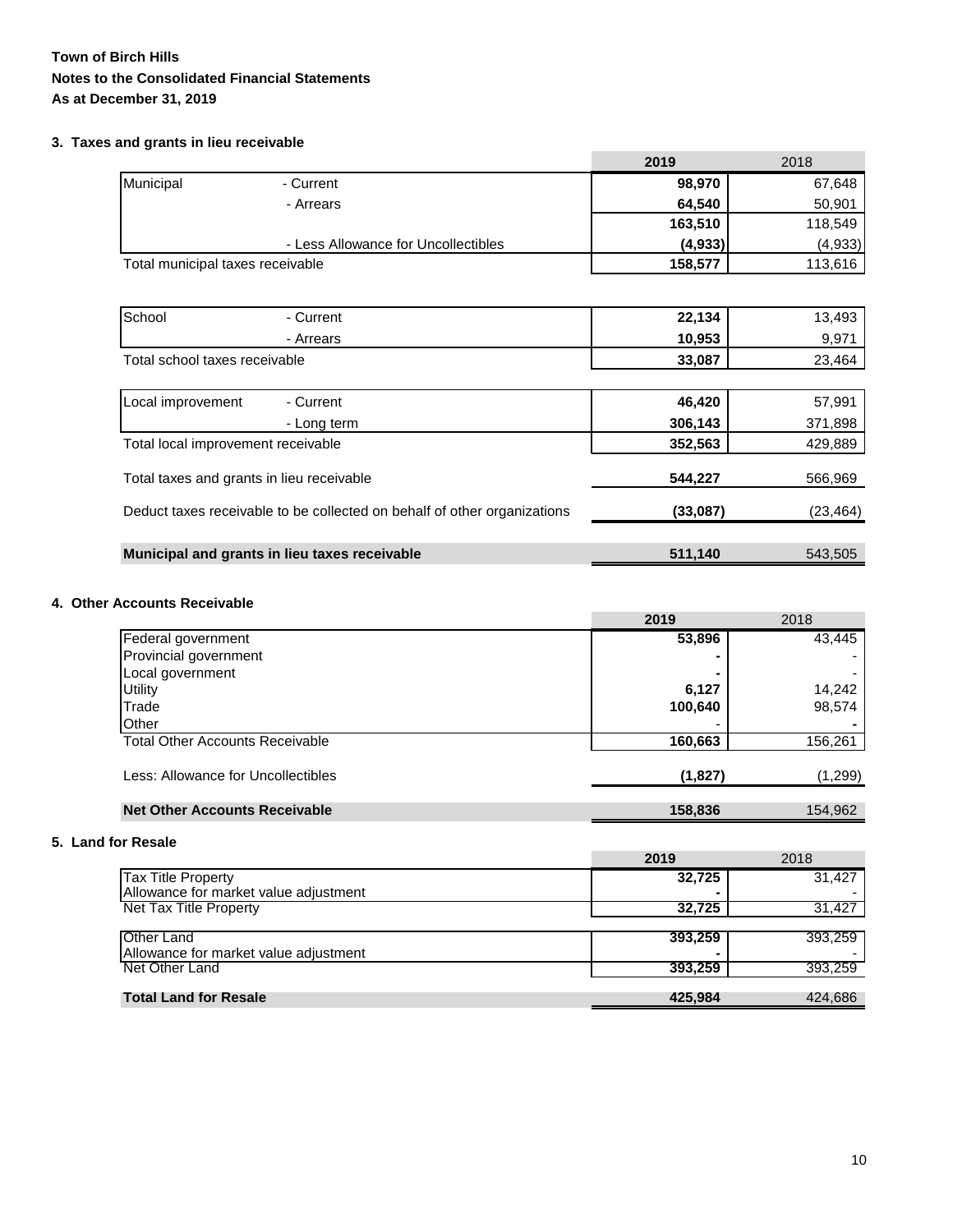**Town of Birch Hills**
**Notes to the Consolidated Financial Statements**
**As at December 31, 2019**

### 3. Taxes and grants in lieu receivable

| | | 2019 | 2018 |
|---|---|---|---|
| Municipal | - Current | **98,970** | 67,648 |
| | - Arrears | **64,540** | 50,901 |
| | | **163,510** | 118,549 |
| | - Less Allowance for Uncollectibles | **(4,933)** | (4,933) |
| Total municipal taxes receivable | | **158,577** | 113,616 |
| | | | |
| School | - Current | **22,134** | 13,493 |
| | - Arrears | **10,953** | 9,971 |
| Total school taxes receivable | | **33,087** | 23,464 |
| | | | |
| Local improvement | - Current | **46,420** | 57,991 |
| | - Long term | **306,143** | 371,898 |
| Total local improvement receivable | | **352,563** | 429,889 |
| | | | |
| Total taxes and grants in lieu receivable | | **544,227** | 566,969 |
| | | | |
| Deduct taxes receivable to be collected on behalf of other organizations | | **(33,087)** | (23,464) |
| | | | |
| **Municipal and grants in lieu taxes receivable** | | **511,140** | 543,505 |

### 4. Other Accounts Receivable

| | 2019 | 2018 |
|---|---|---|
| Federal government | **53,896** | 43,445 |
| Provincial government | **-** | - |
| Local government | **-** | - |
| Utility | **6,127** | 14,242 |
| Trade | **100,640** | 98,574 |
| Other | - | **-** |
| Total Other Accounts Receivable | **160,663** | 156,261 |
| | | |
| Less: Allowance for Uncollectibles | **(1,827)** | (1,299) |
| | | |
| **Net Other Accounts Receivable** | **158,836** | 154,962 |

### 5. Land for Resale

| | 2019 | 2018 |
|---|---|---|
| Tax Title Property | **32,725** | 31,427 |
| Allowance for market value adjustment | **-** | - |
| Net Tax Title Property | **32,725** | 31,427 |
| | | |
| Other Land | **393,259** | 393,259 |
| Allowance for market value adjustment | **-** | - |
| Net Other Land | **393,259** | 393,259 |
| | | |
| **Total Land for Resale** | **425,984** | 424,686 |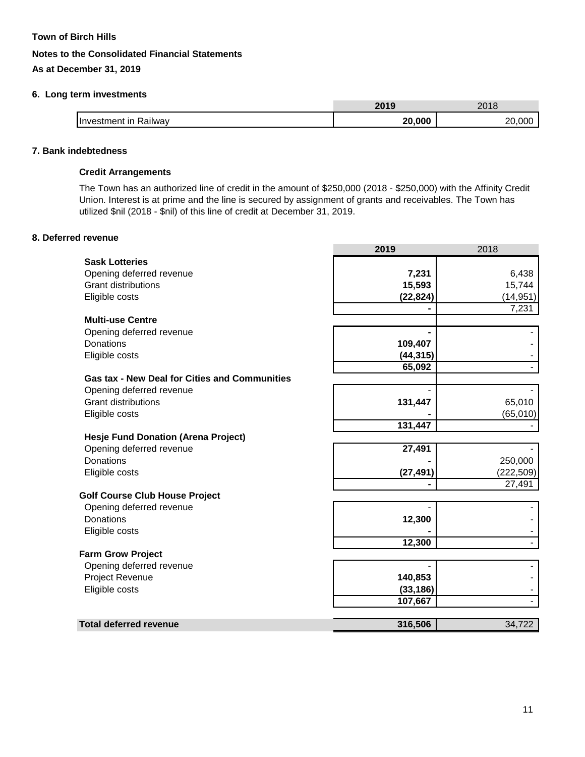**Town of Birch Hills**

**Notes to the Consolidated Financial Statements**

**As at December 31, 2019**

### 6. Long term investments

| | 2019 | 2018 |
|---|---|---|
| Investment in Railway | **20,000** | 20,000 |

### 7. Bank indebtedness

**Credit Arrangements**

The Town has an authorized line of credit in the amount of $250,000 (2018 - $250,000) with the Affinity Credit Union. Interest is at prime and the line is secured by assignment of grants and receivables. The Town has utilized $nil (2018 - $nil) of this line of credit at December 31, 2019.

### 8. Deferred revenue

| | 2019 | 2018 |
|---|---|---|
| **Sask Lotteries** | | |
| Opening deferred revenue | **7,231** | 6,438 |
| Grant distributions | **15,593** | 15,744 |
| Eligible costs | **(22,824)** | (14,951) |
| | **-** | 7,231 |
| **Multi-use Centre** | | |
| Opening deferred revenue | **-** | - |
| Donations | **109,407** | - |
| Eligible costs | **(44,315)** | - |
| | **65,092** | - |
| **Gas tax - New Deal for Cities and Communities** | | |
| Opening deferred revenue | - | - |
| Grant distributions | **131,447** | 65,010 |
| Eligible costs | **-** | (65,010) |
| | **131,447** | - |
| **Hesje Fund Donation (Arena Project)** | | |
| Opening deferred revenue | **27,491** | - |
| Donations | **-** | 250,000 |
| Eligible costs | **(27,491)** | (222,509) |
| | **-** | 27,491 |
| **Golf Course Club House Project** | | |
| Opening deferred revenue | - | - |
| Donations | **12,300** | - |
| Eligible costs | **-** | - |
| | **12,300** | - |
| **Farm Grow Project** | | |
| Opening deferred revenue | - | - |
| Project Revenue | **140,853** | - |
| Eligible costs | **(33,186)** | - |
| | **107,667** | - |
| **Total deferred revenue** | **316,506** | 34,722 |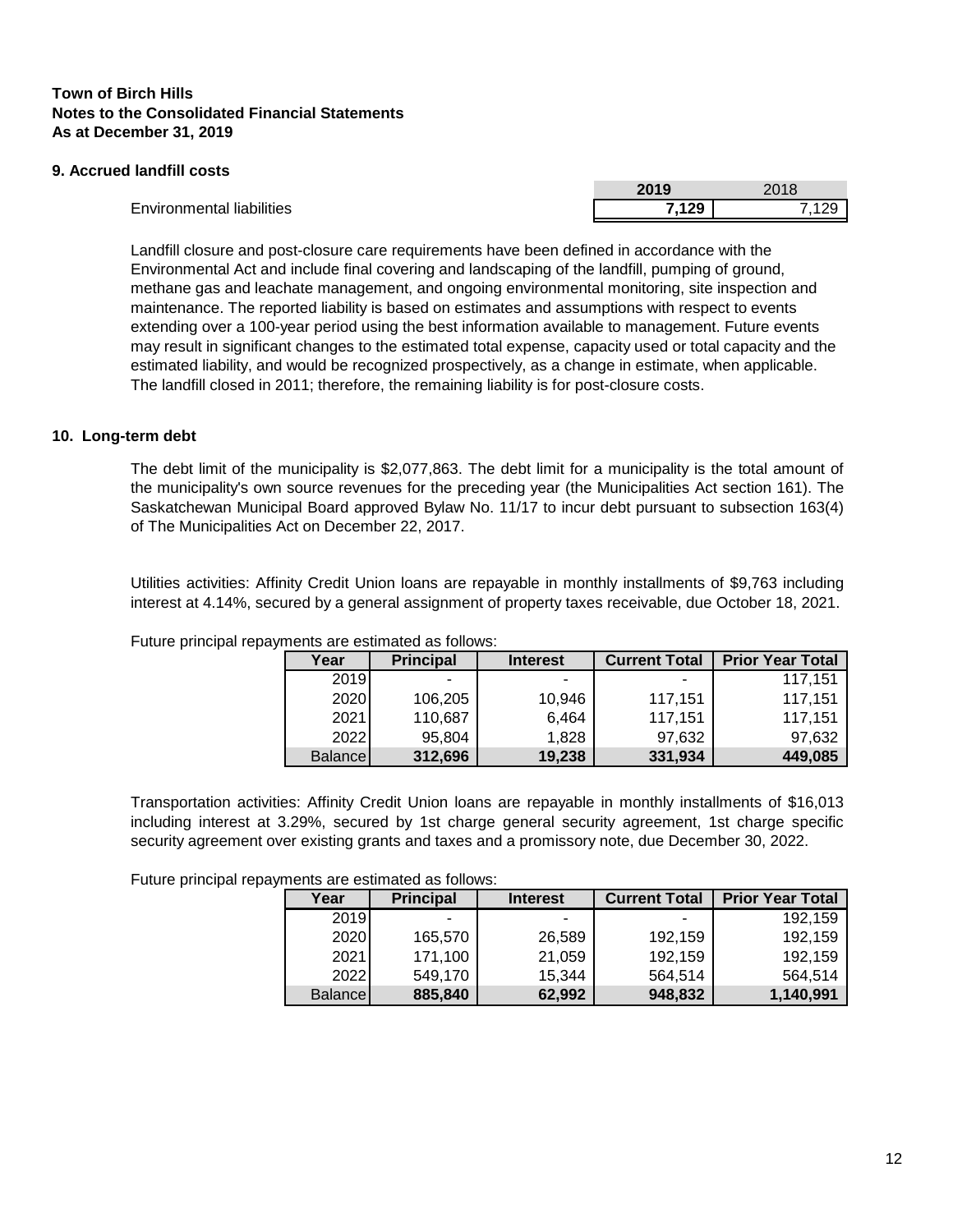**Town of Birch Hills**
**Notes to the Consolidated Financial Statements**
**As at December 31, 2019**

## 9. Accrued landfill costs

| | **2019** | 2018 |
|---|---|---|
| Environmental liabilities | **7,129** | 7,129 |

Landfill closure and post-closure care requirements have been defined in accordance with the Environmental Act and include final covering and landscaping of the landfill, pumping of ground, methane gas and leachate management, and ongoing environmental monitoring, site inspection and maintenance. The reported liability is based on estimates and assumptions with respect to events extending over a 100-year period using the best information available to management. Future events may result in significant changes to the estimated total expense, capacity used or total capacity and the estimated liability, and would be recognized prospectively, as a change in estimate, when applicable. The landfill closed in 2011; therefore, the remaining liability is for post-closure costs.

## 10. Long-term debt

The debt limit of the municipality is $2,077,863. The debt limit for a municipality is the total amount of the municipality's own source revenues for the preceding year (the Municipalities Act section 161). The Saskatchewan Municipal Board approved Bylaw No. 11/17 to incur debt pursuant to subsection 163(4) of The Municipalities Act on December 22, 2017.

Utilities activities: Affinity Credit Union loans are repayable in monthly installments of $9,763 including interest at 4.14%, secured by a general assignment of property taxes receivable, due October 18, 2021.

Future principal repayments are estimated as follows:

| Year | Principal | Interest | Current Total | Prior Year Total |
|---|---|---|---|---|
| 2019 | - | - | - | 117,151 |
| 2020 | 106,205 | 10,946 | 117,151 | 117,151 |
| 2021 | 110,687 | 6,464 | 117,151 | 117,151 |
| 2022 | 95,804 | 1,828 | 97,632 | 97,632 |
| Balance | **312,696** | **19,238** | **331,934** | **449,085** |

Transportation activities: Affinity Credit Union loans are repayable in monthly installments of $16,013 including interest at 3.29%, secured by 1st charge general security agreement, 1st charge specific security agreement over existing grants and taxes and a promissory note, due December 30, 2022.

Future principal repayments are estimated as follows:

| Year | Principal | Interest | Current Total | Prior Year Total |
|---|---|---|---|---|
| 2019 | - | - | - | 192,159 |
| 2020 | 165,570 | 26,589 | 192,159 | 192,159 |
| 2021 | 171,100 | 21,059 | 192,159 | 192,159 |
| 2022 | 549,170 | 15,344 | 564,514 | 564,514 |
| Balance | **885,840** | **62,992** | **948,832** | **1,140,991** |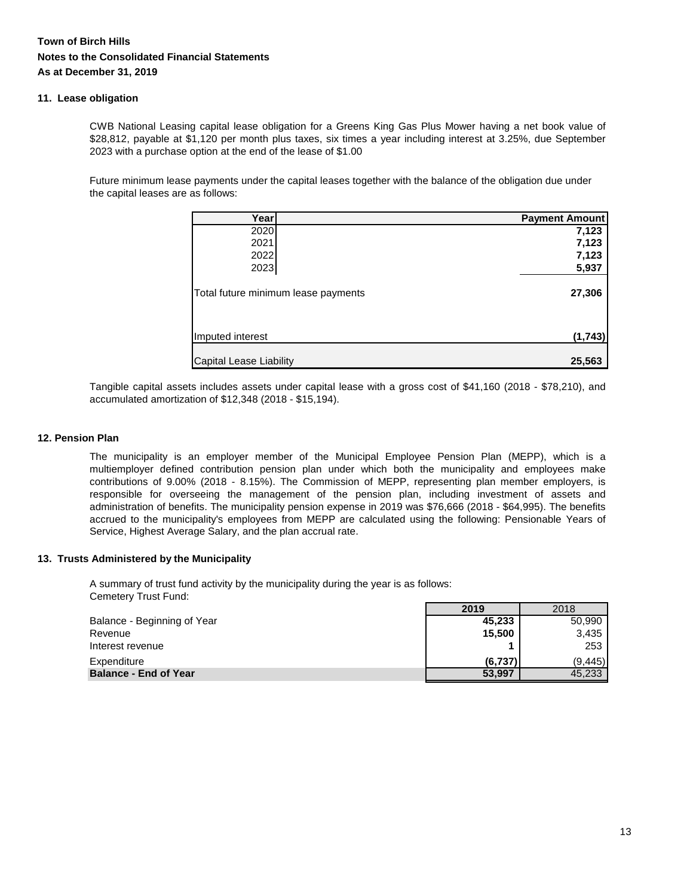**Town of Birch Hills**

**Notes to the Consolidated Financial Statements**

**As at December 31, 2019**

### 11. Lease obligation

CWB National Leasing capital lease obligation for a Greens King Gas Plus Mower having a net book value of $28,812, payable at $1,120 per month plus taxes, six times a year including interest at 3.25%, due September 2023 with a purchase option at the end of the lease of $1.00

Future minimum lease payments under the capital leases together with the balance of the obligation due under the capital leases are as follows:

| Year | Payment Amount |
|---|---|
| 2020 | **7,123** |
| 2021 | **7,123** |
| 2022 | **7,123** |
| 2023 | **5,937** |
| Total future minimum lease payments | **27,306** |
| Imputed interest | **(1,743)** |
| Capital Lease Liability | **25,563** |

Tangible capital assets includes assets under capital lease with a gross cost of $41,160 (2018 - $78,210), and accumulated amortization of $12,348 (2018 - $15,194).

### 12. Pension Plan

The municipality is an employer member of the Municipal Employee Pension Plan (MEPP), which is a multiemployer defined contribution pension plan under which both the municipality and employees make contributions of 9.00% (2018 - 8.15%). The Commission of MEPP, representing plan member employers, is responsible for overseeing the management of the pension plan, including investment of assets and administration of benefits. The municipality pension expense in 2019 was $76,666 (2018 - $64,995). The benefits accrued to the municipality's employees from MEPP are calculated using the following: Pensionable Years of Service, Highest Average Salary, and the plan accrual rate.

### 13. Trusts Administered by the Municipality

A summary of trust fund activity by the municipality during the year is as follows:
Cemetery Trust Fund:

| | 2019 | 2018 |
|---|---|---|
| Balance - Beginning of Year | **45,233** | 50,990 |
| Revenue | **15,500** | 3,435 |
| Interest revenue | **1** | 253 |
| Expenditure | **(6,737)** | (9,445) |
| **Balance - End of Year** | **53,997** | 45,233 |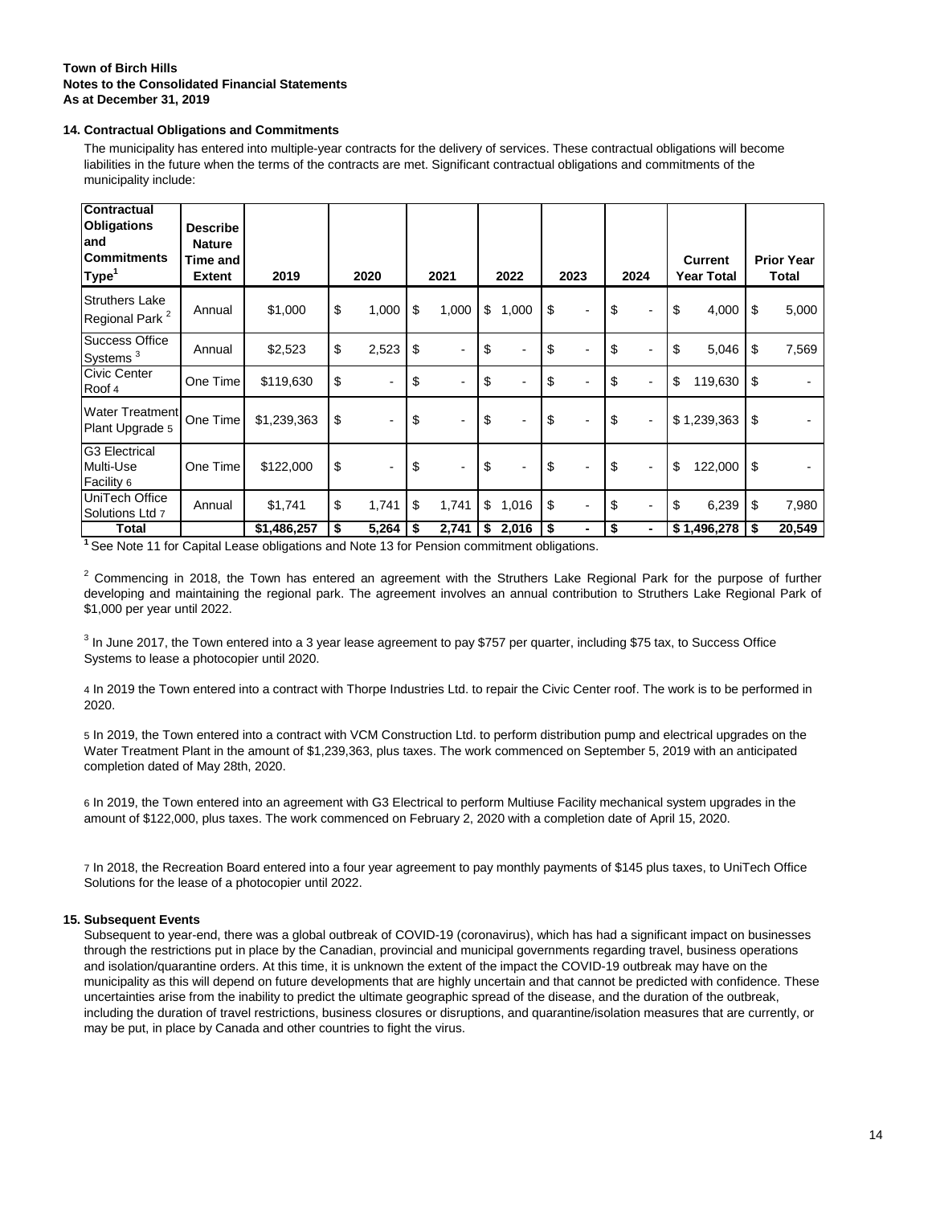**Town of Birch Hills**
**Notes to the Consolidated Financial Statements**
**As at December 31, 2019**

### 14. Contractual Obligations and Commitments

The municipality has entered into multiple-year contracts for the delivery of services. These contractual obligations will become liabilities in the future when the terms of the contracts are met. Significant contractual obligations and commitments of the municipality include:

| Contractual Obligations and Commitments Type[1] | Describe Nature Time and Extent | 2019 | 2020 | 2021 | 2022 | 2023 | 2024 | Current Year Total | Prior Year Total |
|---|---|---|---|---|---|---|---|---|---|
| Struthers Lake Regional Park [2] | Annual | $1,000 | $ 1,000 | $ 1,000 | $ 1,000 | $ - | $ - | $ 4,000 | $ 5,000 |
| Success Office Systems [3] | Annual | $2,523 | $ 2,523 | $ - | $ - | $ - | $ - | $ 5,046 | $ 7,569 |
| Civic Center Roof [4] | One Time | $119,630 | $ - | $ - | $ - | $ - | $ - | $ 119,630 | $ - |
| Water Treatment Plant Upgrade [5] | One Time | $1,239,363 | $ - | $ - | $ - | $ - | $ - | $ 1,239,363 | $ - |
| G3 Electrical Multi-Use Facility [6] | One Time | $122,000 | $ - | $ - | $ - | $ - | $ - | $ 122,000 | $ - |
| UniTech Office Solutions Ltd [7] | Annual | $1,741 | $ 1,741 | $ 1,741 | $ 1,016 | $ - | $ - | $ 6,239 | $ 7,980 |
| **Total** | | **$1,486,257** | **$ 5,264** | **$ 2,741** | **$ 2,016** | **$ -** | **$ -** | **$ 1,496,278** | **$ 20,549** |

[1] See Note 11 for Capital Lease obligations and Note 13 for Pension commitment obligations.

[2] Commencing in 2018, the Town has entered an agreement with the Struthers Lake Regional Park for the purpose of further developing and maintaining the regional park. The agreement involves an annual contribution to Struthers Lake Regional Park of $1,000 per year until 2022.

[3] In June 2017, the Town entered into a 3 year lease agreement to pay $757 per quarter, including $75 tax, to Success Office Systems to lease a photocopier until 2020.

[4] In 2019 the Town entered into a contract with Thorpe Industries Ltd. to repair the Civic Center roof. The work is to be performed in 2020.

[5] In 2019, the Town entered into a contract with VCM Construction Ltd. to perform distribution pump and electrical upgrades on the Water Treatment Plant in the amount of $1,239,363, plus taxes. The work commenced on September 5, 2019 with an anticipated completion dated of May 28th, 2020.

[6] In 2019, the Town entered into an agreement with G3 Electrical to perform Multiuse Facility mechanical system upgrades in the amount of $122,000, plus taxes. The work commenced on February 2, 2020 with a completion date of April 15, 2020.

[7] In 2018, the Recreation Board entered into a four year agreement to pay monthly payments of $145 plus taxes, to UniTech Office Solutions for the lease of a photocopier until 2022.

### 15. Subsequent Events

Subsequent to year-end, there was a global outbreak of COVID-19 (coronavirus), which has had a significant impact on businesses through the restrictions put in place by the Canadian, provincial and municipal governments regarding travel, business operations and isolation/quarantine orders. At this time, it is unknown the extent of the impact the COVID-19 outbreak may have on the municipality as this will depend on future developments that are highly uncertain and that cannot be predicted with confidence. These uncertainties arise from the inability to predict the ultimate geographic spread of the disease, and the duration of the outbreak, including the duration of travel restrictions, business closures or disruptions, and quarantine/isolation measures that are currently, or may be put, in place by Canada and other countries to fight the virus.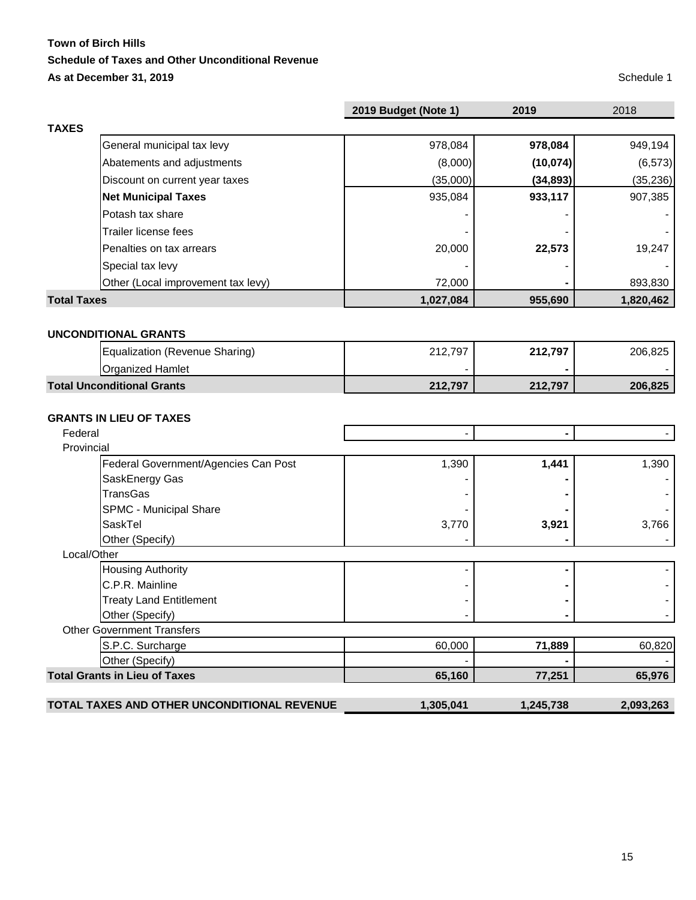**Town of Birch Hills**

**Schedule of Taxes and Other Unconditional Revenue**

**As at December 31, 2019**

Schedule 1

| | 2019 Budget (Note 1) | 2019 | 2018 |
|---|---|---|---|
| **TAXES** | | | |
| General municipal tax levy | 978,084 | **978,084** | 949,194 |
| Abatements and adjustments | (8,000) | **(10,074)** | (6,573) |
| Discount on current year taxes | (35,000) | **(34,893)** | (35,236) |
| **Net Municipal Taxes** | 935,084 | **933,117** | 907,385 |
| Potash tax share | - | - | - |
| Trailer license fees | - | - | - |
| Penalties on tax arrears | 20,000 | **22,573** | 19,247 |
| Special tax levy | - | - | - |
| Other (Local improvement tax levy) | 72,000 | **-** | 893,830 |
| **Total Taxes** | **1,027,084** | **955,690** | **1,820,462** |
| | | | |
| **UNCONDITIONAL GRANTS** | | | |
| Equalization (Revenue Sharing) | 212,797 | **212,797** | 206,825 |
| Organized Hamlet | - | **-** | - |
| **Total Unconditional Grants** | **212,797** | **212,797** | **206,825** |
| | | | |
| **GRANTS IN LIEU OF TAXES** | | | |
| Federal | - | **-** | - |
| Provincial | | | |
| Federal Government/Agencies Can Post | 1,390 | **1,441** | 1,390 |
| SaskEnergy Gas | - | **-** | - |
| TransGas | - | **-** | - |
| SPMC - Municipal Share | - | **-** | - |
| SaskTel | 3,770 | **3,921** | 3,766 |
| Other (Specify) | - | **-** | - |
| Local/Other | | | |
| Housing Authority | - | **-** | - |
| C.P.R. Mainline | - | **-** | - |
| Treaty Land Entitlement | - | **-** | - |
| Other (Specify) | - | **-** | - |
| Other Government Transfers | | | |
| S.P.C. Surcharge | 60,000 | **71,889** | 60,820 |
| Other (Specify) | - | **-** | - |
| **Total Grants in Lieu of Taxes** | **65,160** | **77,251** | **65,976** |
| | | | |
| **TOTAL TAXES AND OTHER UNCONDITIONAL REVENUE** | **1,305,041** | **1,245,738** | **2,093,263** |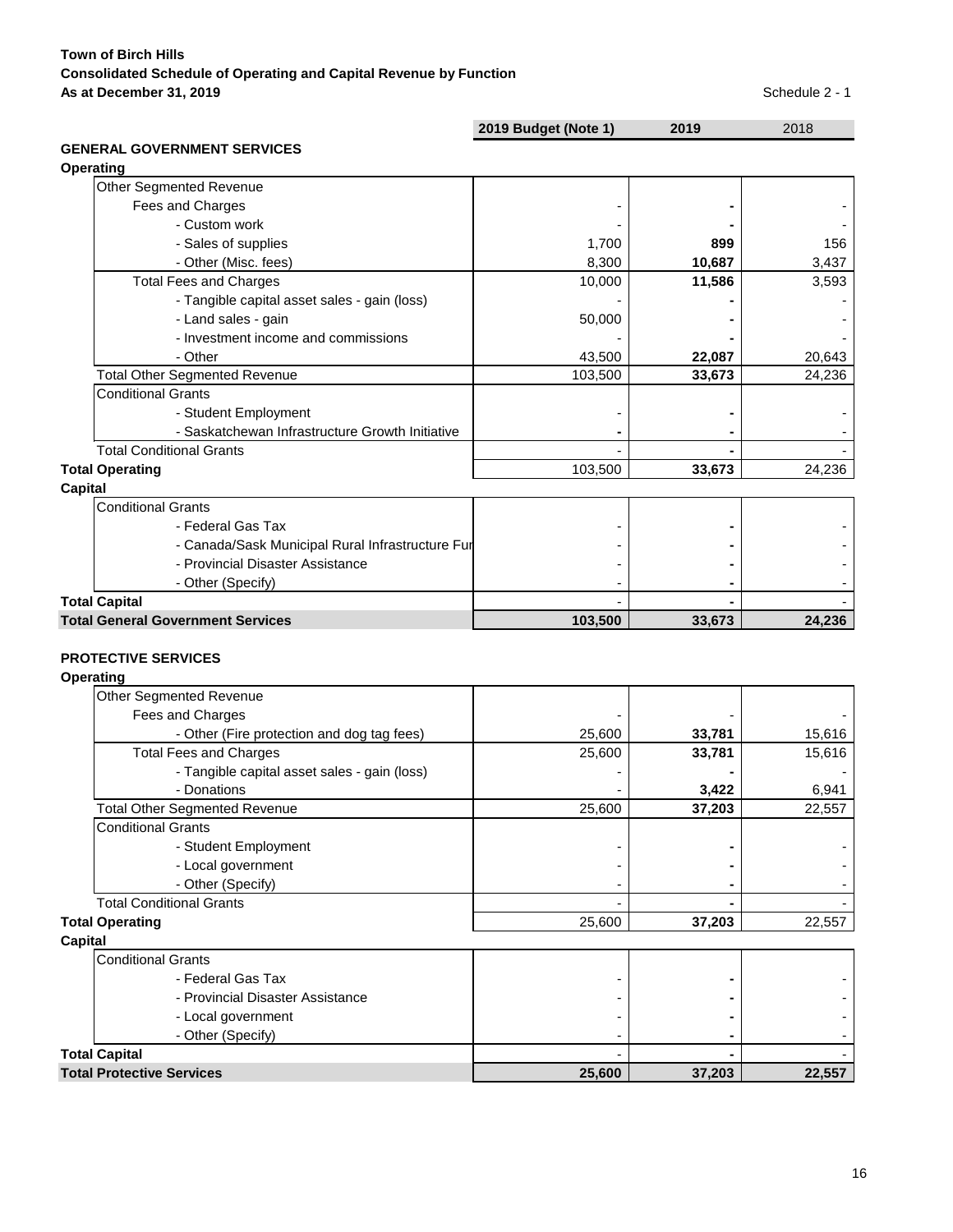**Town of Birch Hills**
**Consolidated Schedule of Operating and Capital Revenue by Function**
**As at December 31, 2019**

Schedule 2 - 1

| | 2019 Budget (Note 1) | 2019 | 2018 |
|---|---|---|---|
| **GENERAL GOVERNMENT SERVICES** | | | |
| **Operating** | | | |
| Other Segmented Revenue | | | |
| Fees and Charges | - | - | - |
| - Custom work | - | - | - |
| - Sales of supplies | 1,700 | **899** | 156 |
| - Other (Misc. fees) | 8,300 | **10,687** | 3,437 |
| Total Fees and Charges | 10,000 | **11,586** | 3,593 |
| - Tangible capital asset sales - gain (loss) | - | - | - |
| - Land sales - gain | 50,000 | - | - |
| - Investment income and commissions | - | - | - |
| - Other | 43,500 | **22,087** | 20,643 |
| Total Other Segmented Revenue | 103,500 | **33,673** | 24,236 |
| Conditional Grants | | | |
| - Student Employment | - | - | - |
| - Saskatchewan Infrastructure Growth Initiative | - | - | - |
| Total Conditional Grants | - | - | - |
| **Total Operating** | 103,500 | **33,673** | 24,236 |
| **Capital** | | | |
| Conditional Grants | | | |
| - Federal Gas Tax | - | - | - |
| - Canada/Sask Municipal Rural Infrastructure Fur | - | - | - |
| - Provincial Disaster Assistance | - | - | - |
| - Other (Specify) | - | - | - |
| **Total Capital** | - | - | - |
| **Total General Government Services** | **103,500** | **33,673** | **24,236** |

| | 2019 Budget (Note 1) | 2019 | 2018 |
|---|---|---|---|
| **PROTECTIVE SERVICES** | | | |
| **Operating** | | | |
| Other Segmented Revenue | | | |
| Fees and Charges | - | - | - |
| - Other (Fire protection and dog tag fees) | 25,600 | **33,781** | 15,616 |
| Total Fees and Charges | 25,600 | **33,781** | 15,616 |
| - Tangible capital asset sales - gain (loss) | - | - | - |
| - Donations | - | **3,422** | 6,941 |
| Total Other Segmented Revenue | 25,600 | **37,203** | 22,557 |
| Conditional Grants | | | |
| - Student Employment | - | - | - |
| - Local government | - | - | - |
| - Other (Specify) | - | - | - |
| Total Conditional Grants | - | - | - |
| **Total Operating** | 25,600 | **37,203** | 22,557 |
| **Capital** | | | |
| Conditional Grants | | | |
| - Federal Gas Tax | - | - | - |
| - Provincial Disaster Assistance | - | - | - |
| - Local government | - | - | - |
| - Other (Specify) | - | - | - |
| **Total Capital** | - | - | - |
| **Total Protective Services** | **25,600** | **37,203** | **22,557** |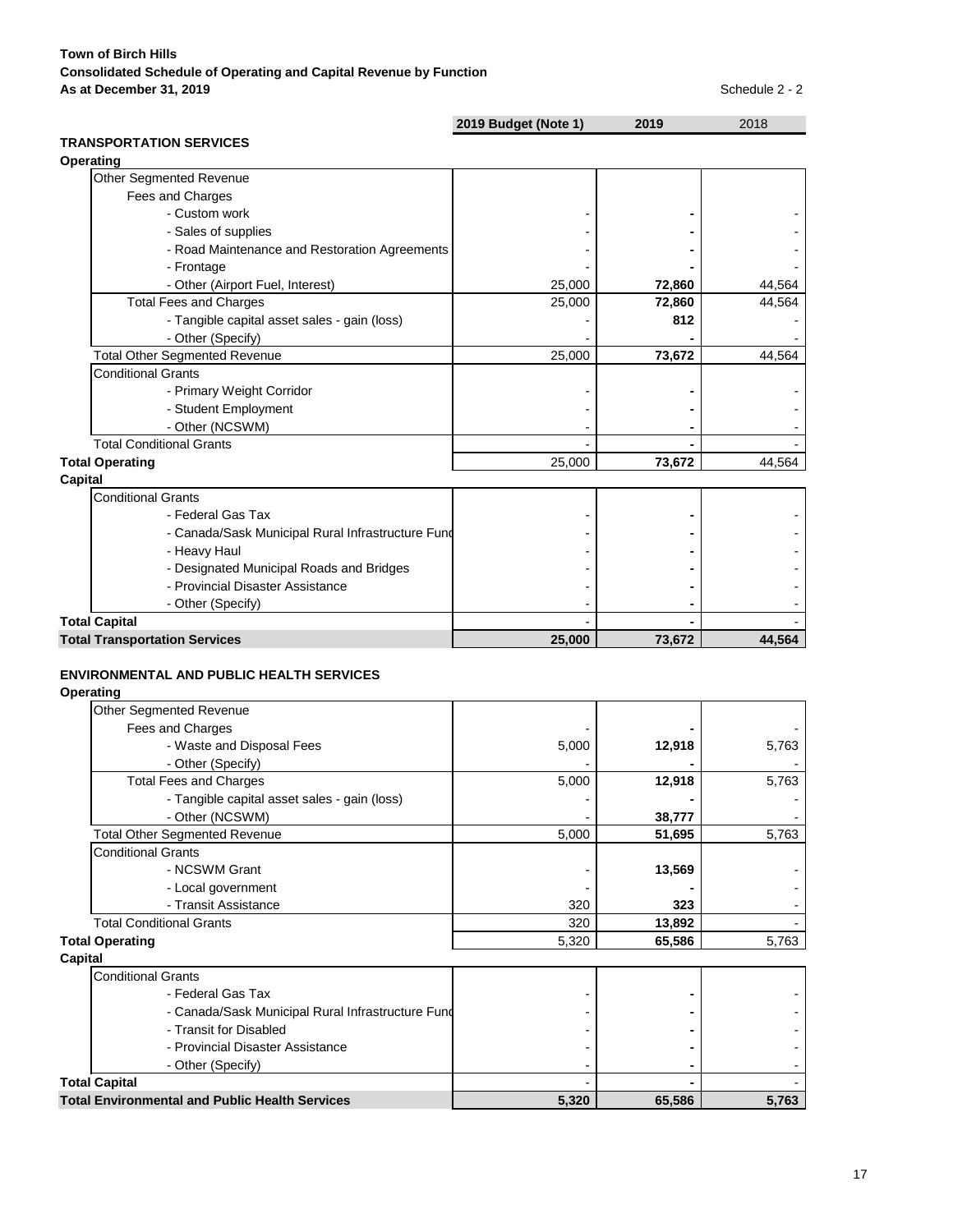**Town of Birch Hills**
**Consolidated Schedule of Operating and Capital Revenue by Function**
**As at December 31, 2019**

Schedule 2 - 2

| | 2019 Budget (Note 1) | 2019 | 2018 |
|---|---|---|---|
| **TRANSPORTATION SERVICES** | | | |
| **Operating** | | | |
| Other Segmented Revenue | | | |
| Fees and Charges | | | |
| - Custom work | - | - | - |
| - Sales of supplies | - | - | - |
| - Road Maintenance and Restoration Agreements | - | - | - |
| - Frontage | - | - | - |
| - Other (Airport Fuel, Interest) | 25,000 | 72,860 | 44,564 |
| Total Fees and Charges | 25,000 | 72,860 | 44,564 |
| - Tangible capital asset sales - gain (loss) | - | 812 | - |
| - Other (Specify) | - | - | - |
| Total Other Segmented Revenue | 25,000 | 73,672 | 44,564 |
| Conditional Grants | | | |
| - Primary Weight Corridor | - | - | - |
| - Student Employment | - | - | - |
| - Other (NCSWM) | - | - | - |
| Total Conditional Grants | - | - | - |
| **Total Operating** | 25,000 | 73,672 | 44,564 |
| **Capital** | | | |
| Conditional Grants | | | |
| - Federal Gas Tax | - | - | - |
| - Canada/Sask Municipal Rural Infrastructure Fund | - | - | - |
| - Heavy Haul | - | - | - |
| - Designated Municipal Roads and Bridges | - | - | - |
| - Provincial Disaster Assistance | - | - | - |
| - Other (Specify) | - | - | - |
| **Total Capital** | - | - | - |
| **Total Transportation Services** | **25,000** | **73,672** | **44,564** |

| | 2019 Budget (Note 1) | 2019 | 2018 |
|---|---|---|---|
| **ENVIRONMENTAL AND PUBLIC HEALTH SERVICES** | | | |
| **Operating** | | | |
| Other Segmented Revenue | | | |
| Fees and Charges | - | - | - |
| - Waste and Disposal Fees | 5,000 | 12,918 | 5,763 |
| - Other (Specify) | - | - | - |
| Total Fees and Charges | 5,000 | 12,918 | 5,763 |
| - Tangible capital asset sales - gain (loss) | - | - | - |
| - Other (NCSWM) | - | 38,777 | - |
| Total Other Segmented Revenue | 5,000 | 51,695 | 5,763 |
| Conditional Grants | | | |
| - NCSWM Grant | - | 13,569 | - |
| - Local government | - | - | - |
| - Transit Assistance | 320 | 323 | - |
| Total Conditional Grants | 320 | 13,892 | - |
| **Total Operating** | 5,320 | 65,586 | 5,763 |
| **Capital** | | | |
| Conditional Grants | | | |
| - Federal Gas Tax | - | - | - |
| - Canada/Sask Municipal Rural Infrastructure Fund | - | - | - |
| - Transit for Disabled | - | - | - |
| - Provincial Disaster Assistance | - | - | - |
| - Other (Specify) | - | - | - |
| **Total Capital** | - | - | - |
| **Total Environmental and Public Health Services** | **5,320** | **65,586** | **5,763** |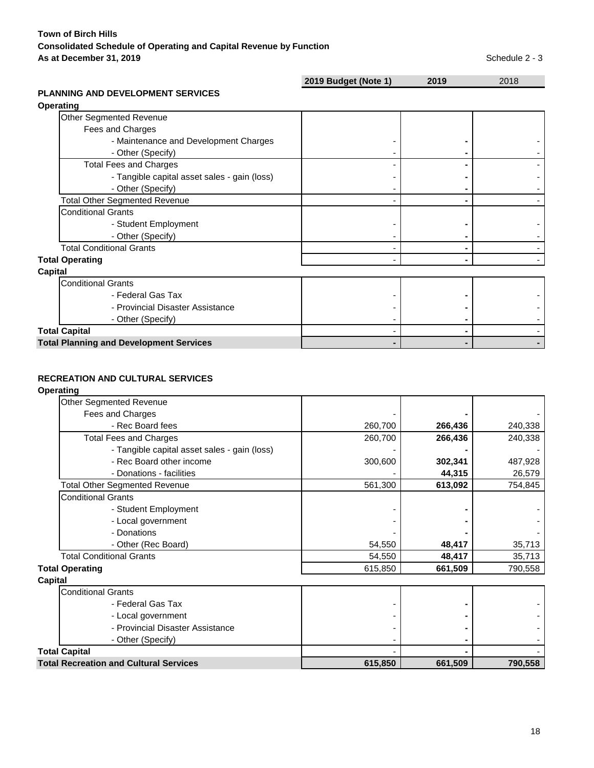**Town of Birch Hills**
**Consolidated Schedule of Operating and Capital Revenue by Function**
**As at December 31, 2019**

Schedule 2 - 3

| | 2019 Budget (Note 1) | 2019 | 2018 |
|---|---|---|---|
| **PLANNING AND DEVELOPMENT SERVICES** | | | |
| **Operating** | | | |
| Other Segmented Revenue | | | |
| Fees and Charges | | | |
| - Maintenance and Development Charges | - | - | - |
| - Other (Specify) | - | - | - |
| Total Fees and Charges | - | - | - |
| - Tangible capital asset sales - gain (loss) | - | - | - |
| - Other (Specify) | - | - | - |
| Total Other Segmented Revenue | - | - | - |
| Conditional Grants | | | |
| - Student Employment | - | - | - |
| - Other (Specify) | - | - | - |
| Total Conditional Grants | - | - | - |
| **Total Operating** | - | - | - |
| **Capital** | | | |
| Conditional Grants | | | |
| - Federal Gas Tax | - | - | - |
| - Provincial Disaster Assistance | - | - | - |
| - Other (Specify) | - | - | - |
| **Total Capital** | - | - | - |
| **Total Planning and Development Services** | **-** | **-** | **-** |

| | 2019 Budget (Note 1) | 2019 | 2018 |
|---|---|---|---|
| **RECREATION AND CULTURAL SERVICES** | | | |
| **Operating** | | | |
| Other Segmented Revenue | | | |
| Fees and Charges | - | - | - |
| - Rec Board fees | 260,700 | 266,436 | 240,338 |
| Total Fees and Charges | 260,700 | 266,436 | 240,338 |
| - Tangible capital asset sales - gain (loss) | - | - | - |
| - Rec Board other income | 300,600 | 302,341 | 487,928 |
| - Donations - facilities | - | 44,315 | 26,579 |
| Total Other Segmented Revenue | 561,300 | 613,092 | 754,845 |
| Conditional Grants | | | |
| - Student Employment | - | - | - |
| - Local government | - | - | - |
| - Donations | - | - | - |
| - Other (Rec Board) | 54,550 | 48,417 | 35,713 |
| Total Conditional Grants | 54,550 | 48,417 | 35,713 |
| **Total Operating** | 615,850 | 661,509 | 790,558 |
| **Capital** | | | |
| Conditional Grants | | | |
| - Federal Gas Tax | - | - | - |
| - Local government | - | - | - |
| - Provincial Disaster Assistance | - | - | - |
| - Other (Specify) | - | - | - |
| **Total Capital** | - | - | - |
| **Total Recreation and Cultural Services** | **615,850** | **661,509** | **790,558** |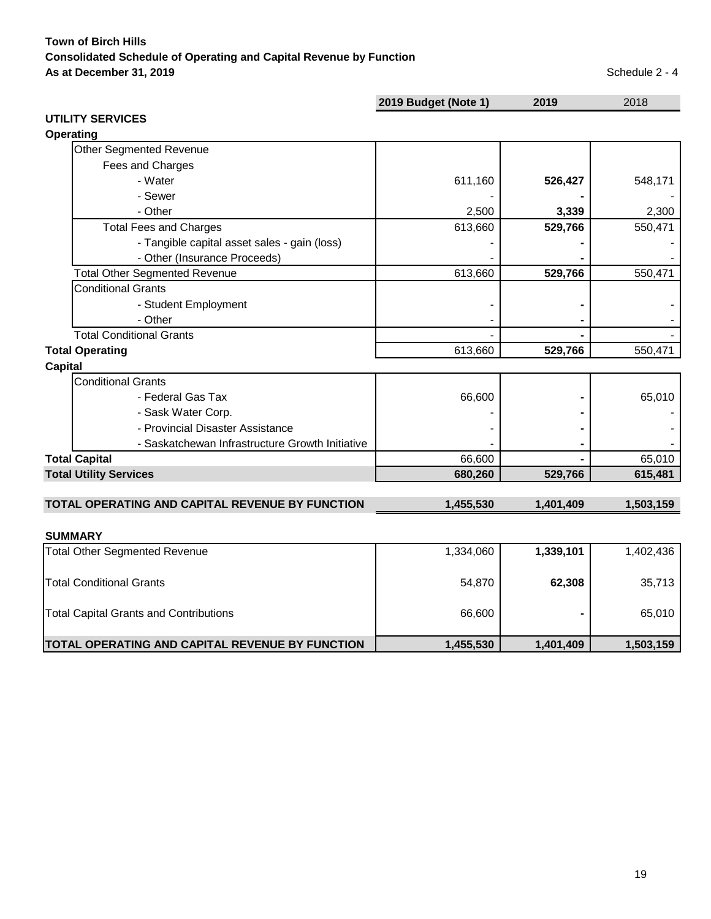**Town of Birch Hills**
**Consolidated Schedule of Operating and Capital Revenue by Function**
**As at December 31, 2019**

Schedule 2 - 4

| | 2019 Budget (Note 1) | 2019 | 2018 |
|---|---|---|---|
| **UTILITY SERVICES** | | | |
| **Operating** | | | |
| Other Segmented Revenue | | | |
| Fees and Charges | | | |
| - Water | 611,160 | **526,427** | 548,171 |
| - Sewer | - | **-** | - |
| - Other | 2,500 | **3,339** | 2,300 |
| Total Fees and Charges | 613,660 | **529,766** | 550,471 |
| - Tangible capital asset sales - gain (loss) | - | **-** | - |
| - Other (Insurance Proceeds) | - | **-** | - |
| Total Other Segmented Revenue | 613,660 | **529,766** | 550,471 |
| Conditional Grants | | | |
| - Student Employment | - | **-** | - |
| - Other | - | **-** | - |
| Total Conditional Grants | - | **-** | - |
| **Total Operating** | 613,660 | **529,766** | 550,471 |
| **Capital** | | | |
| Conditional Grants | | | |
| - Federal Gas Tax | 66,600 | **-** | 65,010 |
| - Sask Water Corp. | - | **-** | - |
| - Provincial Disaster Assistance | - | **-** | - |
| - Saskatchewan Infrastructure Growth Initiative | - | **-** | - |
| **Total Capital** | 66,600 | **-** | 65,010 |
| **Total Utility Services** | **680,260** | **529,766** | **615,481** |
| | | | |
| **TOTAL OPERATING AND CAPITAL REVENUE BY FUNCTION** | **1,455,530** | **1,401,409** | **1,503,159** |

**SUMMARY**

| | 2019 Budget (Note 1) | 2019 | 2018 |
|---|---|---|---|
| Total Other Segmented Revenue | 1,334,060 | **1,339,101** | 1,402,436 |
| Total Conditional Grants | 54,870 | **62,308** | 35,713 |
| Total Capital Grants and Contributions | 66,600 | **-** | 65,010 |
| **TOTAL OPERATING AND CAPITAL REVENUE BY FUNCTION** | **1,455,530** | **1,401,409** | **1,503,159** |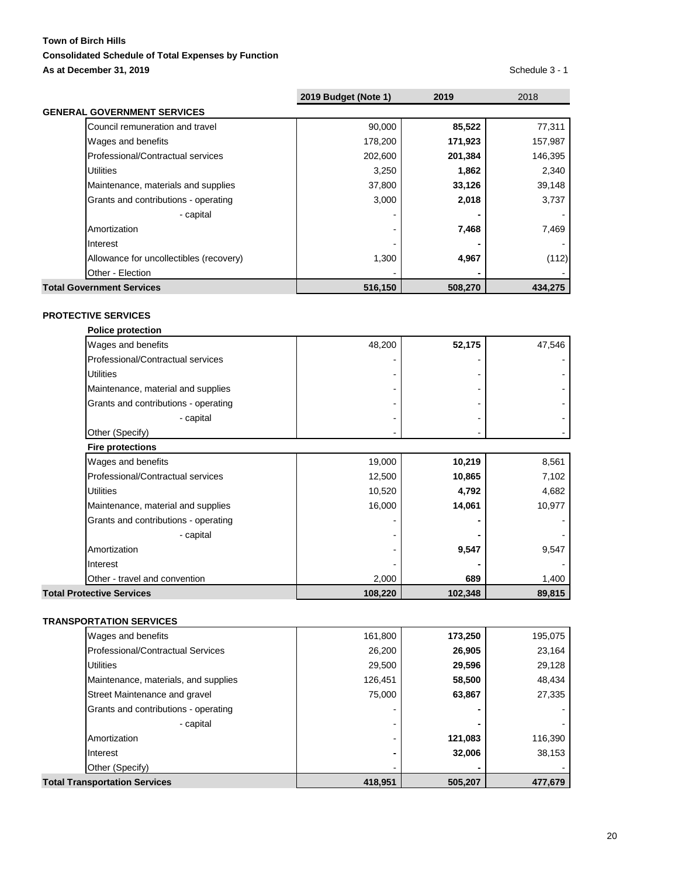**Town of Birch Hills**

**Consolidated Schedule of Total Expenses by Function**

**As at December 31, 2019**

Schedule 3 - 1

| | 2019 Budget (Note 1) | 2019 | 2018 |
|---|---|---|---|
| **GENERAL GOVERNMENT SERVICES** | | | |
| Council remuneration and travel | 90,000 | **85,522** | 77,311 |
| Wages and benefits | 178,200 | **171,923** | 157,987 |
| Professional/Contractual services | 202,600 | **201,384** | 146,395 |
| Utilities | 3,250 | **1,862** | 2,340 |
| Maintenance, materials and supplies | 37,800 | **33,126** | 39,148 |
| Grants and contributions - operating | 3,000 | **2,018** | 3,737 |
| - capital | - | **-** | - |
| Amortization | - | **7,468** | 7,469 |
| Interest | - | **-** | - |
| Allowance for uncollectibles (recovery) | 1,300 | **4,967** | (112) |
| Other - Election | - | **-** | - |
| **Total Government Services** | **516,150** | **508,270** | **434,275** |
| | | | |
| **PROTECTIVE SERVICES** | | | |
| **Police protection** | | | |
| Wages and benefits | 48,200 | **52,175** | 47,546 |
| Professional/Contractual services | - | - | - |
| Utilities | - | - | - |
| Maintenance, material and supplies | - | - | - |
| Grants and contributions - operating | - | - | - |
| - capital | - | - | - |
| Other (Specify) | - | - | - |
| **Fire protections** | | | |
| Wages and benefits | 19,000 | **10,219** | 8,561 |
| Professional/Contractual services | 12,500 | **10,865** | 7,102 |
| Utilities | 10,520 | **4,792** | 4,682 |
| Maintenance, material and supplies | 16,000 | **14,061** | 10,977 |
| Grants and contributions - operating | - | **-** | - |
| - capital | - | **-** | - |
| Amortization | - | **9,547** | 9,547 |
| Interest | - | **-** | - |
| Other - travel and convention | 2,000 | **689** | 1,400 |
| **Total Protective Services** | **108,220** | **102,348** | **89,815** |
| | | | |
| **TRANSPORTATION SERVICES** | | | |
| Wages and benefits | 161,800 | **173,250** | 195,075 |
| Professional/Contractual Services | 26,200 | **26,905** | 23,164 |
| Utilities | 29,500 | **29,596** | 29,128 |
| Maintenance, materials, and supplies | 126,451 | **58,500** | 48,434 |
| Street Maintenance and gravel | 75,000 | **63,867** | 27,335 |
| Grants and contributions - operating | - | **-** | - |
| - capital | - | **-** | - |
| Amortization | - | **121,083** | 116,390 |
| Interest | **-** | **32,006** | 38,153 |
| Other (Specify) | - | **-** | - |
| **Total Transportation Services** | **418,951** | **505,207** | **477,679** |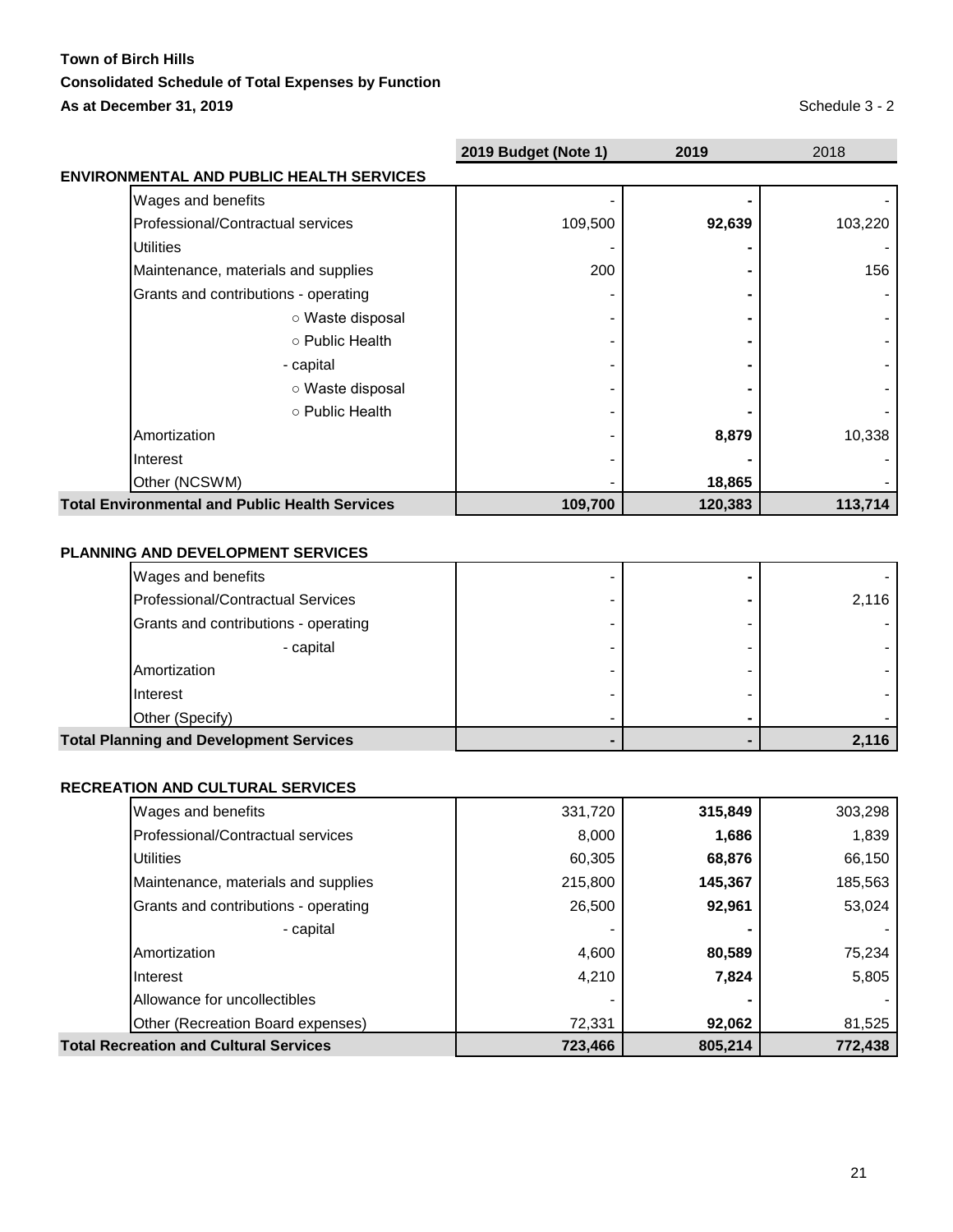**Town of Birch Hills**
**Consolidated Schedule of Total Expenses by Function**
**As at December 31, 2019**

Schedule 3 - 2

| | 2019 Budget (Note 1) | 2019 | 2018 |
|---|---|---|---|
| **ENVIRONMENTAL AND PUBLIC HEALTH SERVICES** | | | |
| Wages and benefits | - | **-** | - |
| Professional/Contractual services | 109,500 | **92,639** | 103,220 |
| Utilities | - | **-** | - |
| Maintenance, materials and supplies | 200 | **-** | 156 |
| Grants and contributions - operating | - | **-** | - |
| ○ Waste disposal | - | **-** | - |
| ○ Public Health | - | **-** | - |
| - capital | - | **-** | - |
| ○ Waste disposal | - | **-** | - |
| ○ Public Health | - | **-** | - |
| Amortization | - | **8,879** | 10,338 |
| Interest | - | **-** | - |
| Other (NCSWM) | - | **18,865** | - |
| **Total Environmental and Public Health Services** | **109,700** | **120,383** | **113,714** |

| | 2019 Budget (Note 1) | 2019 | 2018 |
|---|---|---|---|
| **PLANNING AND DEVELOPMENT SERVICES** | | | |
| Wages and benefits | - | **-** | - |
| Professional/Contractual Services | - | **-** | 2,116 |
| Grants and contributions - operating | - | - | - |
| - capital | - | - | - |
| Amortization | - | - | - |
| Interest | - | - | - |
| Other (Specify) | - | **-** | - |
| **Total Planning and Development Services** | **-** | **-** | **2,116** |

| | 2019 Budget (Note 1) | 2019 | 2018 |
|---|---|---|---|
| **RECREATION AND CULTURAL SERVICES** | | | |
| Wages and benefits | 331,720 | **315,849** | 303,298 |
| Professional/Contractual services | 8,000 | **1,686** | 1,839 |
| Utilities | 60,305 | **68,876** | 66,150 |
| Maintenance, materials and supplies | 215,800 | **145,367** | 185,563 |
| Grants and contributions - operating | 26,500 | **92,961** | 53,024 |
| - capital | - | **-** | - |
| Amortization | 4,600 | **80,589** | 75,234 |
| Interest | 4,210 | **7,824** | 5,805 |
| Allowance for uncollectibles | - | **-** | - |
| Other (Recreation Board expenses) | 72,331 | **92,062** | 81,525 |
| **Total Recreation and Cultural Services** | **723,466** | **805,214** | **772,438** |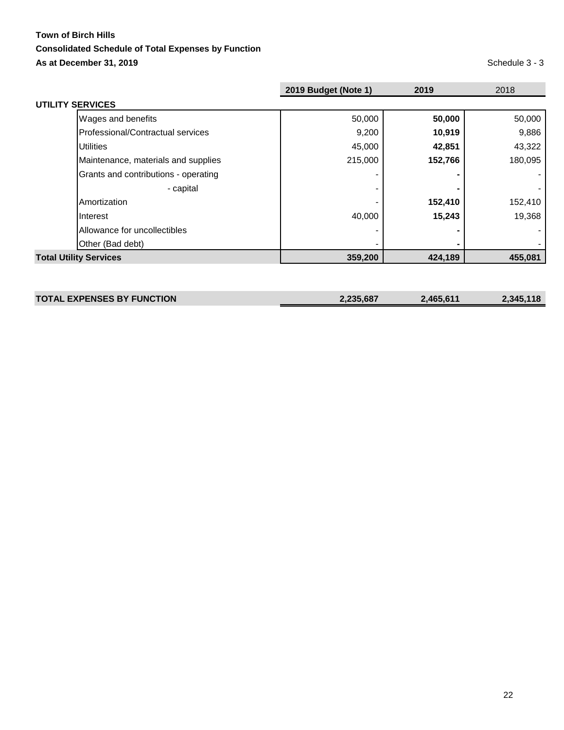**Town of Birch Hills**

**Consolidated Schedule of Total Expenses by Function**

**As at December 31, 2019**

Schedule 3 - 3

| | 2019 Budget (Note 1) | 2019 | 2018 |
|---|---|---|---|
| **UTILITY SERVICES** | | | |
| Wages and benefits | 50,000 | **50,000** | 50,000 |
| Professional/Contractual services | 9,200 | **10,919** | 9,886 |
| Utilities | 45,000 | **42,851** | 43,322 |
| Maintenance, materials and supplies | 215,000 | **152,766** | 180,095 |
| Grants and contributions - operating | - | **-** | - |
| - capital | - | **-** | - |
| Amortization | - | **152,410** | 152,410 |
| Interest | 40,000 | **15,243** | 19,368 |
| Allowance for uncollectibles | - | **-** | - |
| Other (Bad debt) | - | **-** | - |
| **Total Utility Services** | **359,200** | **424,189** | **455,081** |

| | | | |
|---|---|---|---|
| **TOTAL EXPENSES BY FUNCTION** | **2,235,687** | **2,465,611** | **2,345,118** |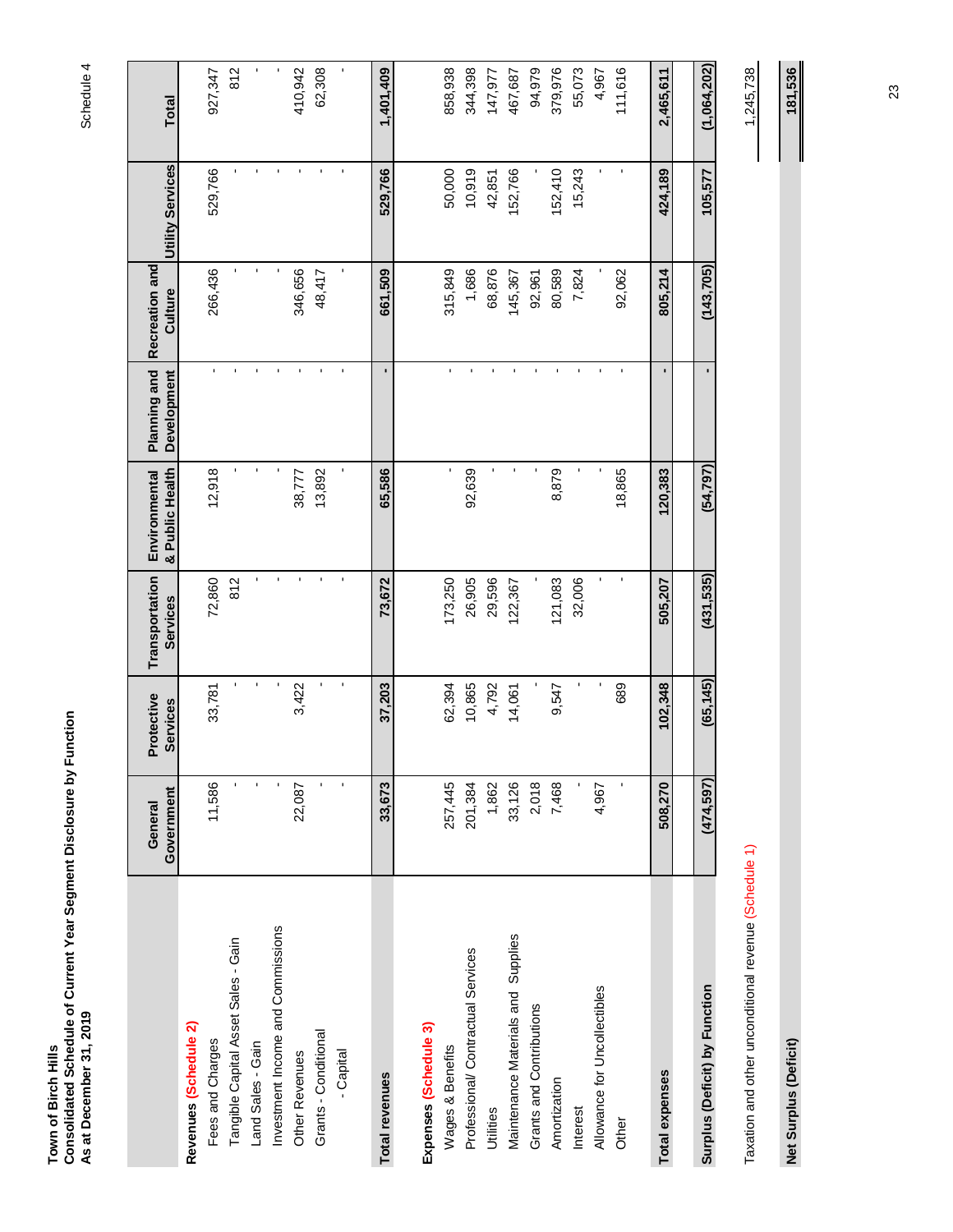**Town of Birch Hills**
**Consolidated Schedule of Current Year Segment Disclosure by Function**
**As at December 31, 2019**

Schedule 4

| | General Government | Protective Services | Transportation Services | Environmental & Public Health | Planning and Development | Recreation and Culture | Utility Services | Total |
|---|---|---|---|---|---|---|---|---|
| **Revenues (Schedule 2)** | | | | | | | | |
| Fees and Charges | 11,586 | 33,781 | 72,860 | 12,918 | - | 266,436 | 529,766 | 927,347 |
| Tangible Capital Asset Sales - Gain | - | - | 812 | - | - | - | - | 812 |
| Land Sales - Gain | - | - | - | - | - | - | - | - |
| Investment Income and Commissions | - | - | - | - | - | - | - | - |
| Other Revenues | 22,087 | 3,422 | - | 38,777 | - | 346,656 | - | 410,942 |
| Grants - Conditional | - | - | - | 13,892 | - | 48,417 | - | 62,308 |
| - Capital | - | - | - | - | - | - | - | - |
| **Total revenues** | **33,673** | **37,203** | **73,672** | **65,586** | **-** | **661,509** | **529,766** | **1,401,409** |
| **Expenses (Schedule 3)** | | | | | | | | |
| Wages & Benefits | 257,445 | 62,394 | 173,250 | - | - | 315,849 | 50,000 | 858,938 |
| Professional/ Contractual Services | 201,384 | 10,865 | 26,905 | 92,639 | - | 1,686 | 10,919 | 344,398 |
| Utilities | 1,862 | 4,792 | 29,596 | - | - | 68,876 | 42,851 | 147,977 |
| Maintenance Materials and Supplies | 33,126 | 14,061 | 122,367 | - | - | 145,367 | 152,766 | 467,687 |
| Grants and Contributions | 2,018 | - | - | - | - | 92,961 | - | 94,979 |
| Amortization | 7,468 | 9,547 | 121,083 | 8,879 | - | 80,589 | 152,410 | 379,976 |
| Interest | - | - | 32,006 | - | - | 7,824 | 15,243 | 55,073 |
| Allowance for Uncollectibles | 4,967 | - | - | - | - | - | - | 4,967 |
| Other | - | 689 | - | 18,865 | - | 92,062 | - | 111,616 |
| **Total expenses** | **508,270** | **102,348** | **505,207** | **120,383** | **-** | **805,214** | **424,189** | **2,465,611** |
| **Surplus (Deficit) by Function** | **(474,597)** | **(65,145)** | **(431,535)** | **(54,797)** | **-** | **(143,705)** | **105,577** | **(1,064,202)** |
| Taxation and other unconditional revenue (Schedule 1) | | | | | | | | 1,245,738 |
| **Net Surplus (Deficit)** | | | | | | | | **181,536** |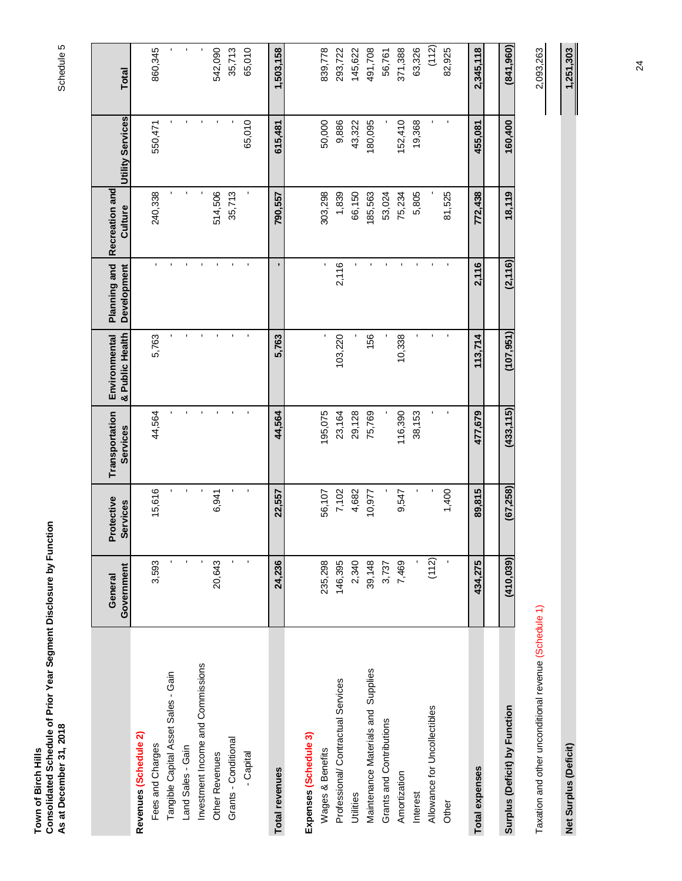Town of Birch Hills
Consolidated Schedule of Prior Year Segment Disclosure by Function
As at December 31, 2018

Schedule 5

| | General Government | Protective Services | Transportation Services | Environmental & Public Health | Planning and Development | Recreation and Culture | Utility Services | Total |
|---|---|---|---|---|---|---|---|---|
| **Revenues (Schedule 2)** | | | | | | | | |
| Fees and Charges | 3,593 | 15,616 | 44,564 | 5,763 | - | 240,338 | 550,471 | 860,345 |
| Tangible Capital Asset Sales - Gain | - | - | - | - | - | - | - | - |
| Land Sales - Gain | - | - | - | - | - | - | - | - |
| Investment Income and Commissions | - | - | - | - | - | - | - | - |
| Other Revenues | 20,643 | 6,941 | - | - | - | 514,506 | - | 542,090 |
| Grants - Conditional | - | - | - | - | - | 35,713 | - | 35,713 |
| - Capital | - | - | - | - | - | - | 65,010 | 65,010 |
| **Total revenues** | **24,236** | **22,557** | **44,564** | **5,763** | **-** | **790,557** | **615,481** | **1,503,158** |
| **Expenses (Schedule 3)** | | | | | | | | |
| Wages & Benefits | 235,298 | 56,107 | 195,075 | - | - | 303,298 | 50,000 | 839,778 |
| Professional/ Contractual Services | 146,395 | 7,102 | 23,164 | 103,220 | 2,116 | 1,839 | 9,886 | 293,722 |
| Utilities | 2,340 | 4,682 | 29,128 | - | - | 66,150 | 43,322 | 145,622 |
| Maintenance Materials and Supplies | 39,148 | 10,977 | 75,769 | 156 | - | 185,563 | 180,095 | 491,708 |
| Grants and Contributions | 3,737 | - | - | - | - | 53,024 | - | 56,761 |
| Amortization | 7,469 | 9,547 | 116,390 | 10,338 | - | 75,234 | 152,410 | 371,388 |
| Interest | - | - | 38,153 | - | - | 5,805 | 19,368 | 63,326 |
| Allowance for Uncollectibles | (112) | - | - | - | - | - | - | (112) |
| Other | - | 1,400 | - | - | - | 81,525 | - | 82,925 |
| **Total expenses** | **434,275** | **89,815** | **477,679** | **113,714** | **2,116** | **772,438** | **455,081** | **2,345,118** |
| **Surplus (Deficit) by Function** | **(410,039)** | **(67,258)** | **(433,115)** | **(107,951)** | **(2,116)** | **18,119** | **160,400** | **(841,960)** |
| Taxation and other unconditional revenue (Schedule 1) | | | | | | | | 2,093,263 |
| **Net Surplus (Deficit)** | | | | | | | | **1,251,303** |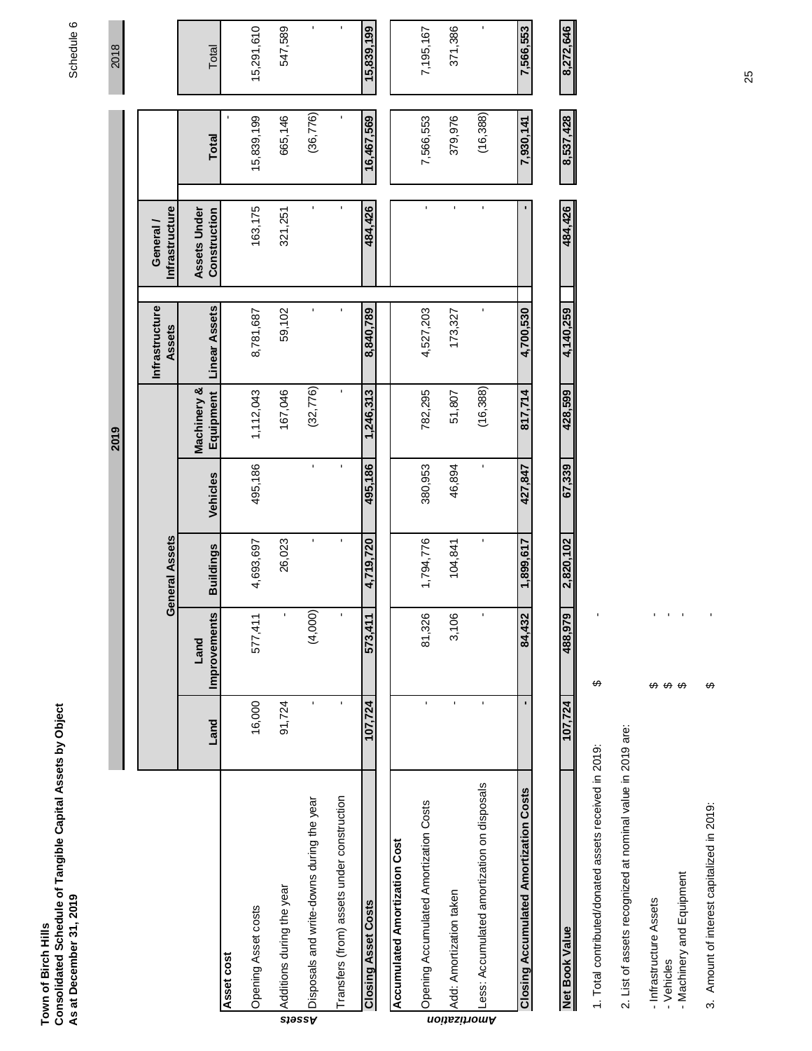**Town of Birch Hills**
**Consolidated Schedule of Tangible Capital Assets by Object**
**As at December 31, 2019**

Schedule 6

| | | 2019 | | | | | | | | 2018 |
|---|---|---|---|---|---|---|---|---|---|---|
| | | General Assets | | | | Infrastructure Assets | General / Infrastructure | | | |
| | | Land | Land Improvements | Buildings | Vehicles | Machinery & Equipment | Linear Assets | Assets Under Construction | Total | Total |
| **Assets** | **Asset cost** | | | | | | | | | |
| | Opening Asset costs | 16,000 | 577,411 | 4,693,697 | 495,186 | 1,112,043 | 8,781,687 | 163,175 | 15,839,199 | 15,291,610 |
| | Additions during the year | 91,724 | - | 26,023 | | 167,046 | 59,102 | 321,251 | 665,146 | 547,589 |
| | Disposals and write-downs during the year | - | (4,000) | - | - | (32,776) | - | - | (36,776) | - |
| | Transfers (from) assets under construction | - | - | - | - | - | - | - | - | - |
| | **Closing Asset Costs** | **107,724** | **573,411** | **4,719,720** | **495,186** | **1,246,313** | **8,840,789** | **484,426** | **16,467,569** | **15,839,199** |
| **Amortization** | **Accumulated Amortization Cost** | | | | | | | | | |
| | Opening Accumulated Amortization Costs | - | 81,326 | 1,794,776 | 380,953 | 782,295 | 4,527,203 | - | 7,566,553 | 7,195,167 |
| | Add: Amortization taken | - | 3,106 | 104,841 | 46,894 | 51,807 | 173,327 | - | 379,976 | 371,386 |
| | Less: Accumulated amortization on disposals | - | - | - | - | (16,388) | - | - | (16,388) | - |
| | **Closing Accumulated Amortization Costs** | **-** | **84,432** | **1,899,617** | **427,847** | **817,714** | **4,700,530** | **-** | **7,930,141** | **7,566,553** |
| | **Net Book Value** | **107,724** | **488,979** | **2,820,102** | **67,339** | **428,599** | **4,140,259** | **484,426** | **8,537,428** | **8,272,646** |

1. Total contributed/donated assets received in 2019: $ -

2. List of assets recognized at nominal value in 2019 are:

- Infrastructure Assets $ -
- Vehicles $ -
- Machinery and Equipment $ -

3. Amount of interest capitalized in 2019: $ -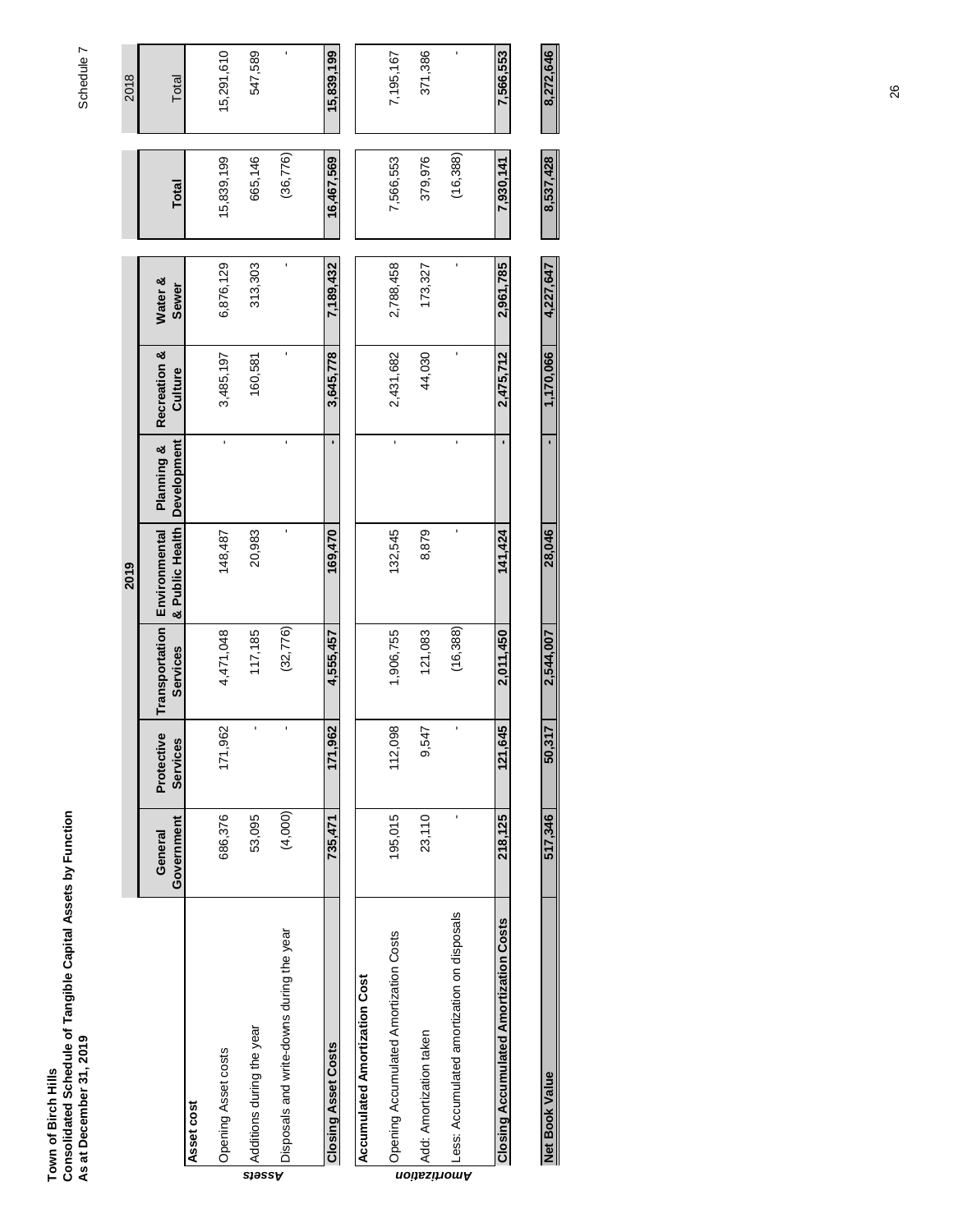**Town of Birch Hills**
**Consolidated Schedule of Tangible Capital Assets by Function**
**As at December 31, 2019**

Schedule 7

| | | 2019 | | | | | | | 2018 |
|---|---|---|---|---|---|---|---|---|---|
| | General Government | Protective Services | Transportation Services | Environmental & Public Health | Planning & Development | Recreation & Culture | Water & Sewer | Total | Total |
| **Assets** | | | | | | | | | |
| **Asset cost** | | | | | | | | | |
| Opening Asset costs | 686,376 | 171,962 | 4,471,048 | 148,487 | - | 3,485,197 | 6,876,129 | 15,839,199 | 15,291,610 |
| Additions during the year | 53,095 | - | 117,185 | 20,983 | | 160,581 | 313,303 | 665,146 | 547,589 |
| Disposals and write-downs during the year | (4,000) | - | (32,776) | - | - | - | - | (36,776) | - |
| **Closing Asset Costs** | **735,471** | **171,962** | **4,555,457** | **169,470** | **-** | **3,645,778** | **7,189,432** | **16,467,569** | **15,839,199** |
| **Amortization** | | | | | | | | | |
| **Accumulated Amortization Cost** | | | | | | | | | |
| Opening Accumulated Amortization Costs | 195,015 | 112,098 | 1,906,755 | 132,545 | - | 2,431,682 | 2,788,458 | 7,566,553 | 7,195,167 |
| Add: Amortization taken | 23,110 | 9,547 | 121,083 | 8,879 | | 44,030 | 173,327 | 379,976 | 371,386 |
| Less: Accumulated amortization on disposals | - | - | (16,388) | - | - | - | - | (16,388) | - |
| **Closing Accumulated Amortization Costs** | **218,125** | **121,645** | **2,011,450** | **141,424** | **-** | **2,475,712** | **2,961,785** | **7,930,141** | **7,566,553** |
| **Net Book Value** | **517,346** | **50,317** | **2,544,007** | **28,046** | **-** | **1,170,066** | **4,227,647** | **8,537,428** | **8,272,646** |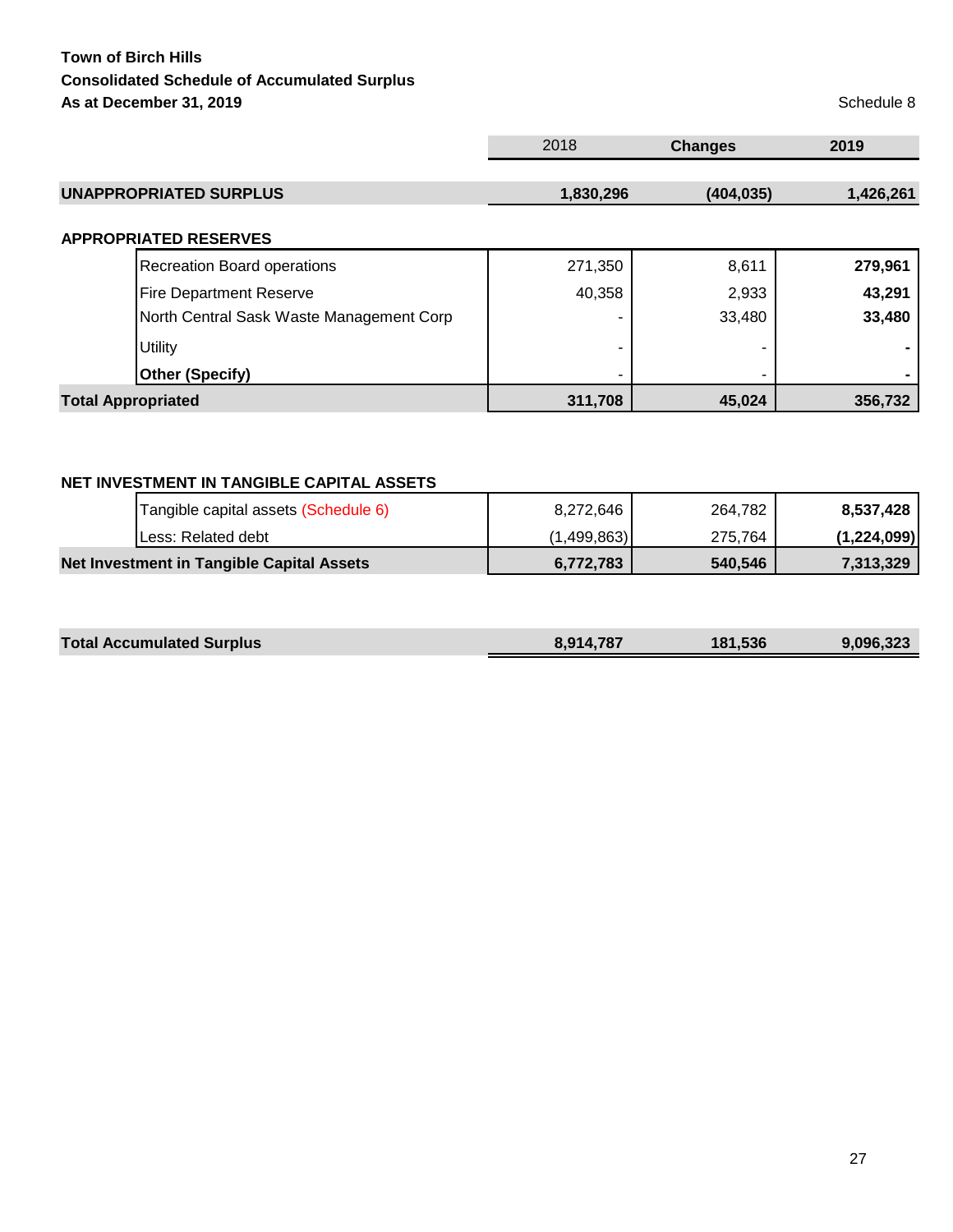**Town of Birch Hills**
**Consolidated Schedule of Accumulated Surplus**
**As at December 31, 2019**

Schedule 8

| | 2018 | Changes | 2019 |
|---|---|---|---|
| **UNAPPROPRIATED SURPLUS** | **1,830,296** | **(404,035)** | **1,426,261** |
| | | | |
| **APPROPRIATED RESERVES** | | | |
| Recreation Board operations | 271,350 | 8,611 | **279,961** |
| Fire Department Reserve | 40,358 | 2,933 | **43,291** |
| North Central Sask Waste Management Corp | - | 33,480 | **33,480** |
| Utility | - | - | **-** |
| **Other (Specify)** | - | - | **-** |
| **Total Appropriated** | **311,708** | **45,024** | **356,732** |
| | | | |
| **NET INVESTMENT IN TANGIBLE CAPITAL ASSETS** | | | |
| Tangible capital assets (Schedule 6) | 8,272,646 | 264,782 | **8,537,428** |
| Less: Related debt | (1,499,863) | 275,764 | **(1,224,099)** |
| **Net Investment in Tangible Capital Assets** | **6,772,783** | **540,546** | **7,313,329** |
| | | | |
| **Total Accumulated Surplus** | **8,914,787** | **181,536** | **9,096,323** |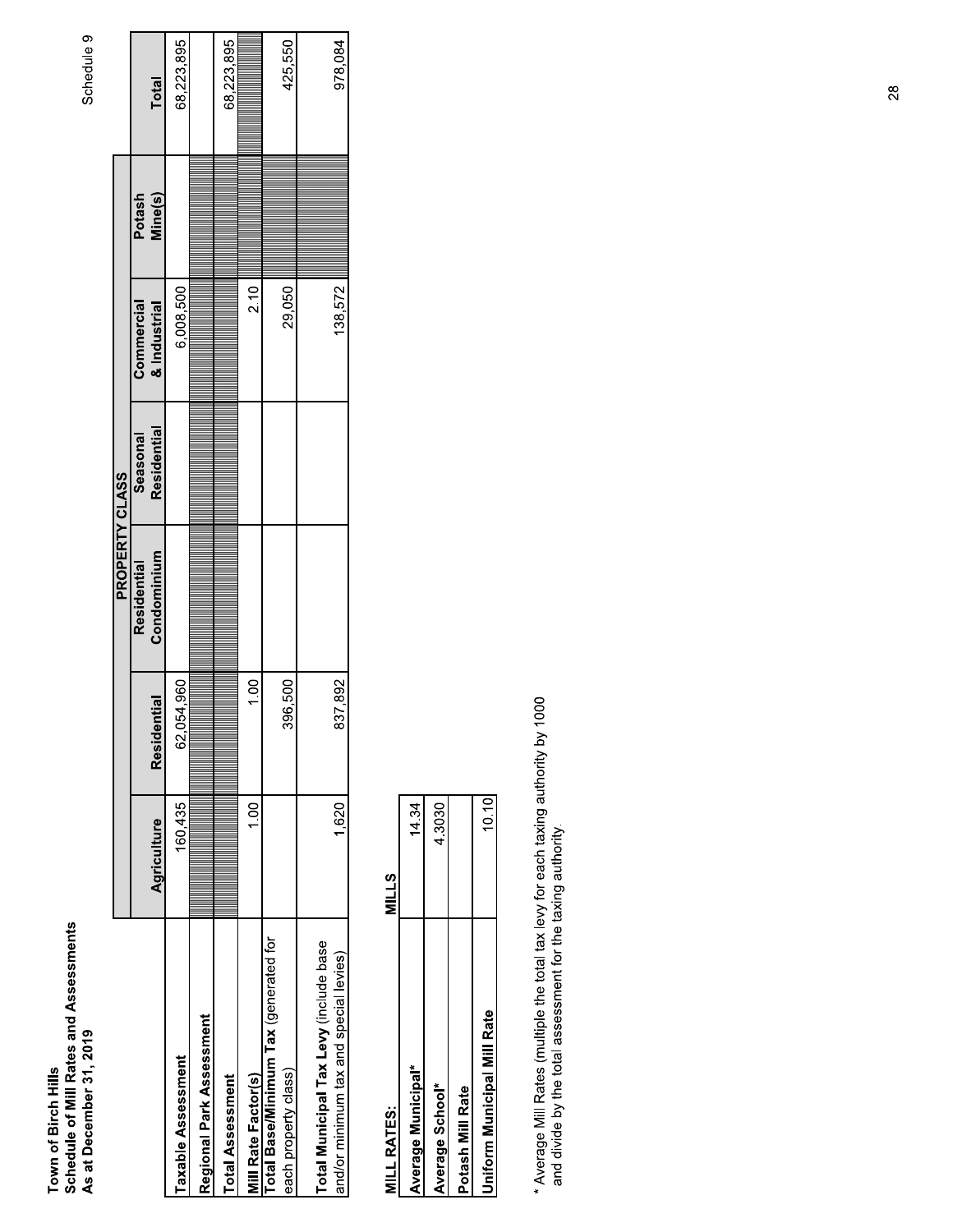**Town of Birch Hills**
**Schedule of Mill Rates and Assessments**
**As at December 31, 2019**

Schedule 9

| | PROPERTY CLASS | | | | | | |
|---|---|---|---|---|---|---|---|
| | **Agriculture** | **Residential** | **Residential Condominium** | **Seasonal Residential** | **Commercial & Industrial** | **Potash Mine(s)** | **Total** |
| **Taxable Assessment** | 160,435 | 62,054,960 | | | 6,008,500 | | 68,223,895 |
| **Regional Park Assessment** | | | | | | | |
| **Total Assessment** | | | | | | | 68,223,895 |
| **Mill Rate Factor(s)** | 1.00 | 1.00 | | | 2.10 | | |
| **Total Base/Minimum Tax** (generated for each property class) | | 396,500 | | | 29,050 | | 425,550 |
| **Total Municipal Tax Levy** (include base and/or minimum tax and special levies) | 1,620 | 837,892 | | | 138,572 | | 978,084 |

| MILL RATES: | MILLS |
|---|---|
| **Average Municipal*** | 14.34 |
| **Average School*** | 4.3030 |
| **Potash Mill Rate** | |
| **Uniform Municipal Mill Rate** | 10.10 |

* Average Mill Rates (multiple the total tax levy for each taxing authority by 1000 and divide by the total assessment for the taxing authority.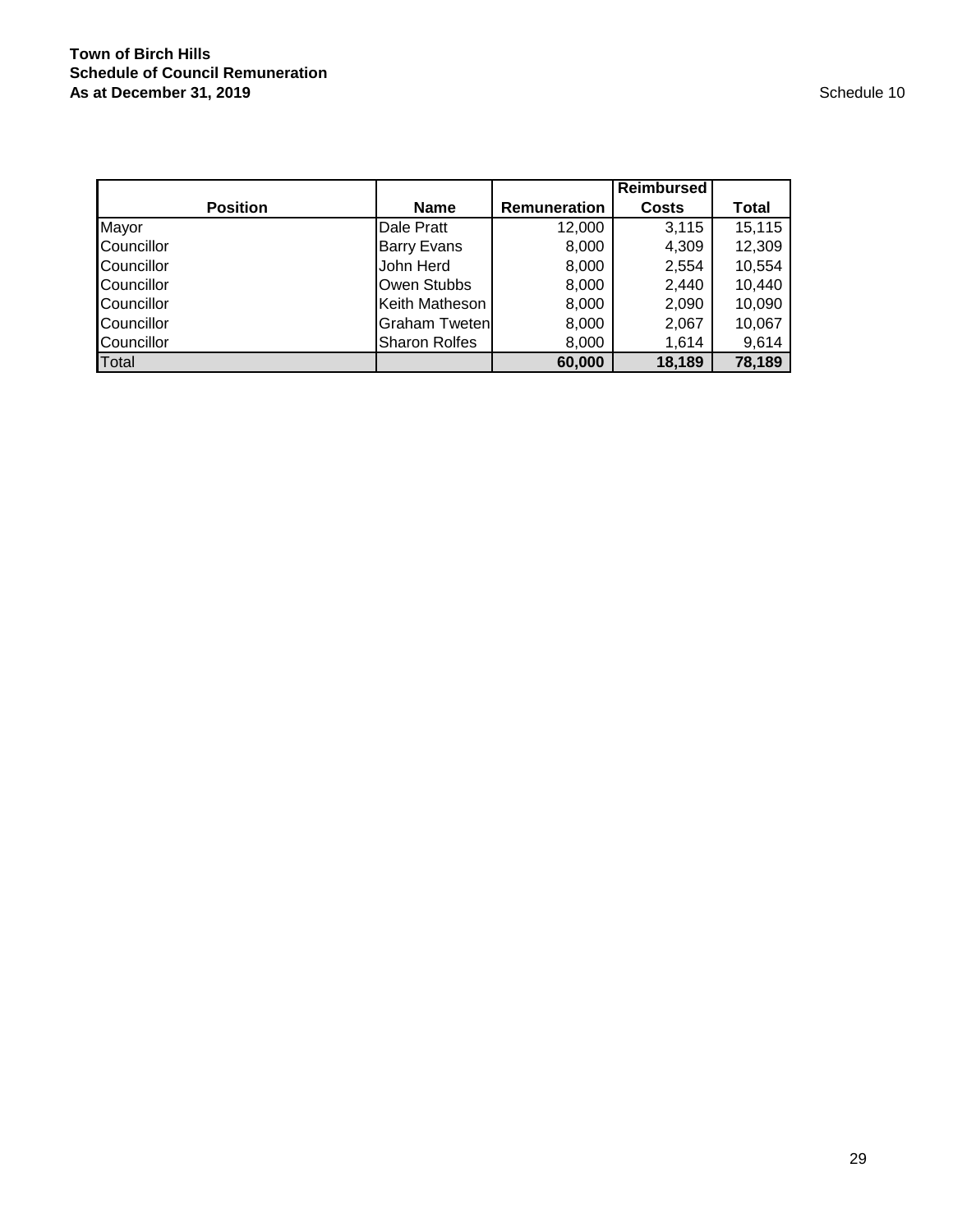**Town of Birch Hills**
**Schedule of Council Remuneration**
**As at December 31, 2019**

Schedule 10

| Position | Name | Remuneration | Reimbursed Costs | Total |
|---|---|---|---|---|
| Mayor | Dale Pratt | 12,000 | 3,115 | 15,115 |
| Councillor | Barry Evans | 8,000 | 4,309 | 12,309 |
| Councillor | John Herd | 8,000 | 2,554 | 10,554 |
| Councillor | Owen Stubbs | 8,000 | 2,440 | 10,440 |
| Councillor | Keith Matheson | 8,000 | 2,090 | 10,090 |
| Councillor | Graham Tweten | 8,000 | 2,067 | 10,067 |
| Councillor | Sharon Rolfes | 8,000 | 1,614 | 9,614 |
| Total | | **60,000** | **18,189** | **78,189** |